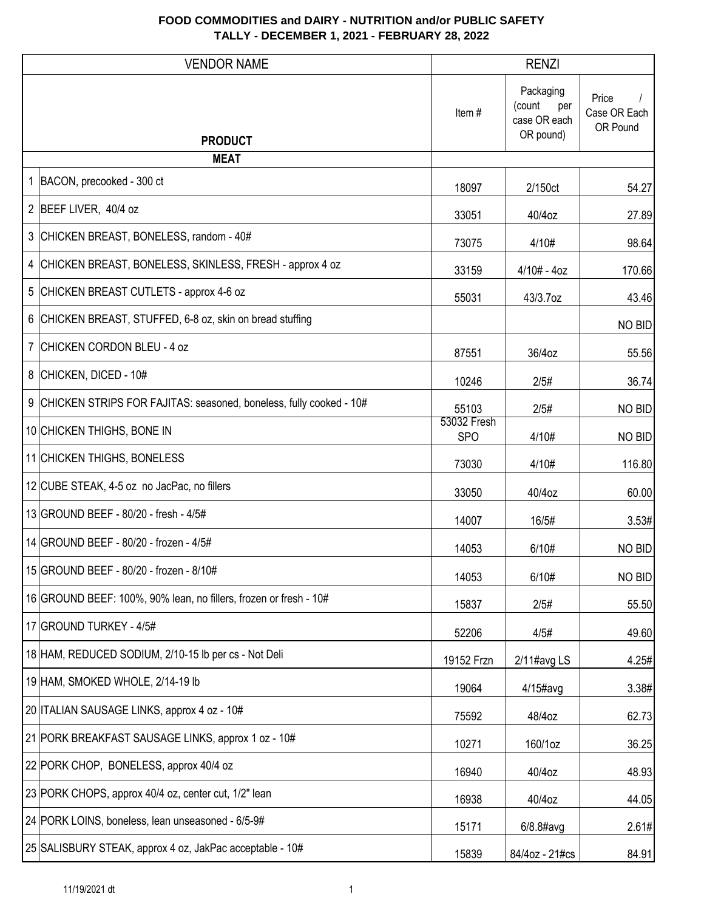**FOOD COMMODITIES and DAIRY - NUTRITION and/or PUBLIC SAFETY**
**TALLY - DECEMBER 1, 2021 - FEBRUARY 28, 2022**

| | VENDOR NAME | RENZI | | |
|---|---|---|---|---|
| | **PRODUCT** | Item # | Packaging (count per case OR each OR pound) | Price / Case OR Each OR Pound |
| | **MEAT** | | | |
| 1 | BACON, precooked - 300 ct | 18097 | 2/150ct | 54.27 |
| 2 | BEEF LIVER, 40/4 oz | 33051 | 40/4oz | 27.89 |
| 3 | CHICKEN BREAST, BONELESS, random - 40# | 73075 | 4/10# | 98.64 |
| 4 | CHICKEN BREAST, BONELESS, SKINLESS, FRESH - approx 4 oz | 33159 | 4/10# - 4oz | 170.66 |
| 5 | CHICKEN BREAST CUTLETS - approx 4-6 oz | 55031 | 43/3.7oz | 43.46 |
| 6 | CHICKEN BREAST, STUFFED, 6-8 oz, skin on bread stuffing | | | NO BID |
| 7 | CHICKEN CORDON BLEU - 4 oz | 87551 | 36/4oz | 55.56 |
| 8 | CHICKEN, DICED - 10# | 10246 | 2/5# | 36.74 |
| 9 | CHICKEN STRIPS FOR FAJITAS: seasoned, boneless, fully cooked - 10# | 55103 | 2/5# | NO BID |
| 10 | CHICKEN THIGHS, BONE IN | 53032 Fresh SPO | 4/10# | NO BID |
| 11 | CHICKEN THIGHS, BONELESS | 73030 | 4/10# | 116.80 |
| 12 | CUBE STEAK, 4-5 oz no JacPac, no fillers | 33050 | 40/4oz | 60.00 |
| 13 | GROUND BEEF - 80/20 - fresh - 4/5# | 14007 | 16/5# | 3.53# |
| 14 | GROUND BEEF - 80/20 - frozen - 4/5# | 14053 | 6/10# | NO BID |
| 15 | GROUND BEEF - 80/20 - frozen - 8/10# | 14053 | 6/10# | NO BID |
| 16 | GROUND BEEF: 100%, 90% lean, no fillers, frozen or fresh - 10# | 15837 | 2/5# | 55.50 |
| 17 | GROUND TURKEY - 4/5# | 52206 | 4/5# | 49.60 |
| 18 | HAM, REDUCED SODIUM, 2/10-15 lb per cs - Not Deli | 19152 Frzn | 2/11#avg LS | 4.25# |
| 19 | HAM, SMOKED WHOLE, 2/14-19 lb | 19064 | 4/15#avg | 3.38# |
| 20 | ITALIAN SAUSAGE LINKS, approx 4 oz - 10# | 75592 | 48/4oz | 62.73 |
| 21 | PORK BREAKFAST SAUSAGE LINKS, approx 1 oz - 10# | 10271 | 160/1oz | 36.25 |
| 22 | PORK CHOP, BONELESS, approx 40/4 oz | 16940 | 40/4oz | 48.93 |
| 23 | PORK CHOPS, approx 40/4 oz, center cut, 1/2" lean | 16938 | 40/4oz | 44.05 |
| 24 | PORK LOINS, boneless, lean unseasoned - 6/5-9# | 15171 | 6/8.8#avg | 2.61# |
| 25 | SALISBURY STEAK, approx 4 oz, JakPac acceptable - 10# | 15839 | 84/4oz - 21#cs | 84.91 |

11/19/2021 dt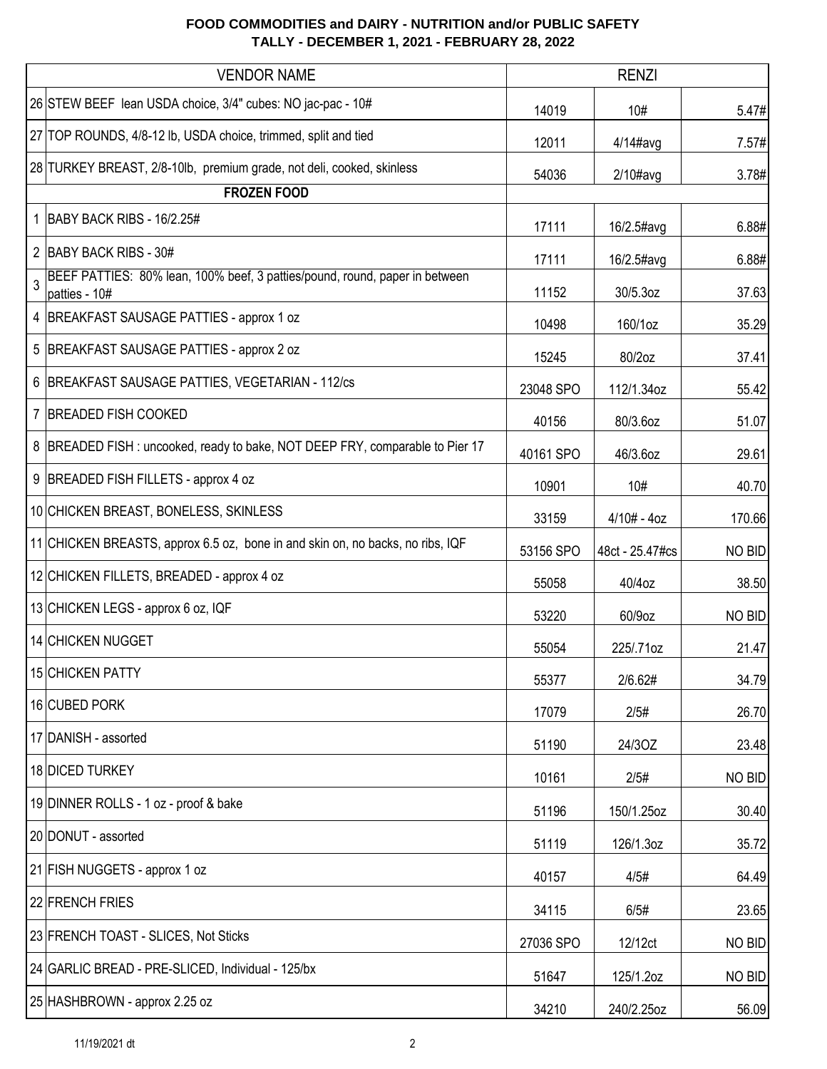## FOOD COMMODITIES and DAIRY - NUTRITION and/or PUBLIC SAFETY
## TALLY - DECEMBER 1, 2021 - FEBRUARY 28, 2022

| | VENDOR NAME | RENZI | | |
|---|---|---|---|---|
| 26 | STEW BEEF lean USDA choice, 3/4" cubes: NO jac-pac - 10# | 14019 | 10# | 5.47# |
| 27 | TOP ROUNDS, 4/8-12 lb, USDA choice, trimmed, split and tied | 12011 | 4/14#avg | 7.57# |
| 28 | TURKEY BREAST, 2/8-10lb, premium grade, not deli, cooked, skinless | 54036 | 2/10#avg | 3.78# |
| | **FROZEN FOOD** | | | |
| 1 | BABY BACK RIBS - 16/2.25# | 17111 | 16/2.5#avg | 6.88# |
| 2 | BABY BACK RIBS - 30# | 17111 | 16/2.5#avg | 6.88# |
| 3 | BEEF PATTIES: 80% lean, 100% beef, 3 patties/pound, round, paper in between patties - 10# | 11152 | 30/5.3oz | 37.63 |
| 4 | BREAKFAST SAUSAGE PATTIES - approx 1 oz | 10498 | 160/1oz | 35.29 |
| 5 | BREAKFAST SAUSAGE PATTIES - approx 2 oz | 15245 | 80/2oz | 37.41 |
| 6 | BREAKFAST SAUSAGE PATTIES, VEGETARIAN - 112/cs | 23048 SPO | 112/1.34oz | 55.42 |
| 7 | BREADED FISH COOKED | 40156 | 80/3.6oz | 51.07 |
| 8 | BREADED FISH : uncooked, ready to bake, NOT DEEP FRY, comparable to Pier 17 | 40161 SPO | 46/3.6oz | 29.61 |
| 9 | BREADED FISH FILLETS - approx 4 oz | 10901 | 10# | 40.70 |
| 10 | CHICKEN BREAST, BONELESS, SKINLESS | 33159 | 4/10# - 4oz | 170.66 |
| 11 | CHICKEN BREASTS, approx 6.5 oz, bone in and skin on, no backs, no ribs, IQF | 53156 SPO | 48ct - 25.47#cs | NO BID |
| 12 | CHICKEN FILLETS, BREADED - approx 4 oz | 55058 | 40/4oz | 38.50 |
| 13 | CHICKEN LEGS - approx 6 oz, IQF | 53220 | 60/9oz | NO BID |
| 14 | CHICKEN NUGGET | 55054 | 225/.71oz | 21.47 |
| 15 | CHICKEN PATTY | 55377 | 2/6.62# | 34.79 |
| 16 | CUBED PORK | 17079 | 2/5# | 26.70 |
| 17 | DANISH - assorted | 51190 | 24/3OZ | 23.48 |
| 18 | DICED TURKEY | 10161 | 2/5# | NO BID |
| 19 | DINNER ROLLS - 1 oz - proof & bake | 51196 | 150/1.25oz | 30.40 |
| 20 | DONUT - assorted | 51119 | 126/1.3oz | 35.72 |
| 21 | FISH NUGGETS - approx 1 oz | 40157 | 4/5# | 64.49 |
| 22 | FRENCH FRIES | 34115 | 6/5# | 23.65 |
| 23 | FRENCH TOAST - SLICES, Not Sticks | 27036 SPO | 12/12ct | NO BID |
| 24 | GARLIC BREAD - PRE-SLICED, Individual - 125/bx | 51647 | 125/1.2oz | NO BID |
| 25 | HASHBROWN - approx 2.25 oz | 34210 | 240/2.25oz | 56.09 |

11/19/2021 dt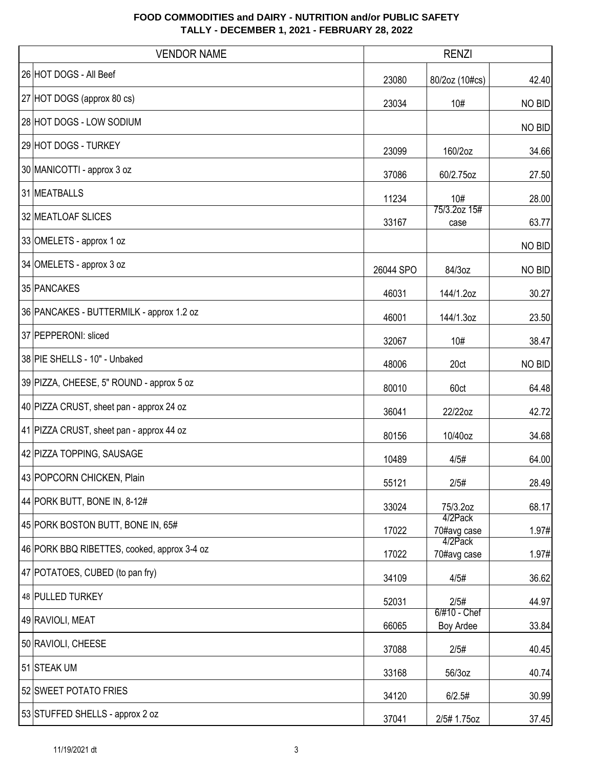# FOOD COMMODITIES and DAIRY - NUTRITION and/or PUBLIC SAFETY
## TALLY - DECEMBER 1, 2021 - FEBRUARY 28, 2022

| | VENDOR NAME | RENZI | | |
|---|---|---|---|---|
| 26 | HOT DOGS - All Beef | 23080 | 80/2oz (10#cs) | 42.40 |
| 27 | HOT DOGS (approx 80 cs) | 23034 | 10# | NO BID |
| 28 | HOT DOGS - LOW SODIUM | | | NO BID |
| 29 | HOT DOGS - TURKEY | 23099 | 160/2oz | 34.66 |
| 30 | MANICOTTI - approx 3 oz | 37086 | 60/2.75oz | 27.50 |
| 31 | MEATBALLS | 11234 | 10# | 28.00 |
| 32 | MEATLOAF SLICES | 33167 | 75/3.2oz 15# case | 63.77 |
| 33 | OMELETS - approx 1 oz | | | NO BID |
| 34 | OMELETS - approx 3 oz | 26044 SPO | 84/3oz | NO BID |
| 35 | PANCAKES | 46031 | 144/1.2oz | 30.27 |
| 36 | PANCAKES - BUTTERMILK - approx 1.2 oz | 46001 | 144/1.3oz | 23.50 |
| 37 | PEPPERONI: sliced | 32067 | 10# | 38.47 |
| 38 | PIE SHELLS - 10" - Unbaked | 48006 | 20ct | NO BID |
| 39 | PIZZA, CHEESE, 5" ROUND - approx 5 oz | 80010 | 60ct | 64.48 |
| 40 | PIZZA CRUST, sheet pan - approx 24 oz | 36041 | 22/22oz | 42.72 |
| 41 | PIZZA CRUST, sheet pan - approx 44 oz | 80156 | 10/40oz | 34.68 |
| 42 | PIZZA TOPPING, SAUSAGE | 10489 | 4/5# | 64.00 |
| 43 | POPCORN CHICKEN, Plain | 55121 | 2/5# | 28.49 |
| 44 | PORK BUTT, BONE IN, 8-12# | 33024 | 75/3.2oz | 68.17 |
| 45 | PORK BOSTON BUTT, BONE IN, 65# | 17022 | 4/2Pack 70#avg case | 1.97# |
| 46 | PORK BBQ RIBETTES, cooked, approx 3-4 oz | 17022 | 4/2Pack 70#avg case | 1.97# |
| 47 | POTATOES, CUBED (to pan fry) | 34109 | 4/5# | 36.62 |
| 48 | PULLED TURKEY | 52031 | 2/5# | 44.97 |
| 49 | RAVIOLI, MEAT | 66065 | 6/#10 - Chef Boy Ardee | 33.84 |
| 50 | RAVIOLI, CHEESE | 37088 | 2/5# | 40.45 |
| 51 | STEAK UM | 33168 | 56/3oz | 40.74 |
| 52 | SWEET POTATO FRIES | 34120 | 6/2.5# | 30.99 |
| 53 | STUFFED SHELLS - approx 2 oz | 37041 | 2/5# 1.75oz | 37.45 |

11/19/2021 dt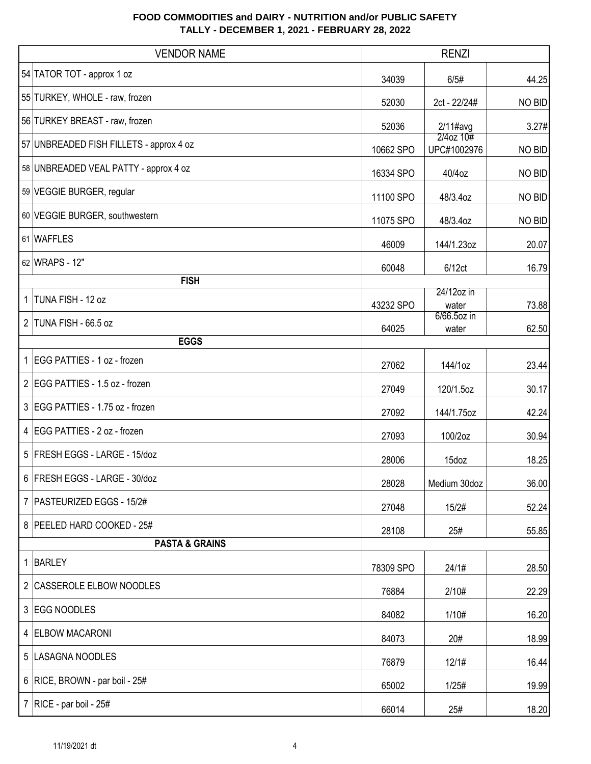**FOOD COMMODITIES and DAIRY - NUTRITION and/or PUBLIC SAFETY**
**TALLY - DECEMBER 1, 2021 - FEBRUARY 28, 2022**

| | VENDOR NAME | RENZI | | |
|---|---|---|---|---|
| 54 | TATOR TOT - approx 1 oz | 34039 | 6/5# | 44.25 |
| 55 | TURKEY, WHOLE - raw, frozen | 52030 | 2ct - 22/24# | NO BID |
| 56 | TURKEY BREAST - raw, frozen | 52036 | 2/11#avg | 3.27# |
| 57 | UNBREADED FISH FILLETS - approx 4 oz | 10662 SPO | 2/4oz 10# UPC#1002976 | NO BID |
| 58 | UNBREADED VEAL PATTY - approx 4 oz | 16334 SPO | 40/4oz | NO BID |
| 59 | VEGGIE BURGER, regular | 11100 SPO | 48/3.4oz | NO BID |
| 60 | VEGGIE BURGER, southwestern | 11075 SPO | 48/3.4oz | NO BID |
| 61 | WAFFLES | 46009 | 144/1.23oz | 20.07 |
| 62 | WRAPS - 12" | 60048 | 6/12ct | 16.79 |
| | **FISH** | | | |
| 1 | TUNA FISH - 12 oz | 43232 SPO | 24/12oz in water | 73.88 |
| 2 | TUNA FISH - 66.5 oz | 64025 | 6/66.5oz in water | 62.50 |
| | **EGGS** | | | |
| 1 | EGG PATTIES - 1 oz - frozen | 27062 | 144/1oz | 23.44 |
| 2 | EGG PATTIES - 1.5 oz - frozen | 27049 | 120/1.5oz | 30.17 |
| 3 | EGG PATTIES - 1.75 oz - frozen | 27092 | 144/1.75oz | 42.24 |
| 4 | EGG PATTIES - 2 oz - frozen | 27093 | 100/2oz | 30.94 |
| 5 | FRESH EGGS - LARGE - 15/doz | 28006 | 15doz | 18.25 |
| 6 | FRESH EGGS - LARGE - 30/doz | 28028 | Medium 30doz | 36.00 |
| 7 | PASTEURIZED EGGS - 15/2# | 27048 | 15/2# | 52.24 |
| 8 | PEELED HARD COOKED - 25# | 28108 | 25# | 55.85 |
| | **PASTA & GRAINS** | | | |
| 1 | BARLEY | 78309 SPO | 24/1# | 28.50 |
| 2 | CASSEROLE ELBOW NOODLES | 76884 | 2/10# | 22.29 |
| 3 | EGG NOODLES | 84082 | 1/10# | 16.20 |
| 4 | ELBOW MACARONI | 84073 | 20# | 18.99 |
| 5 | LASAGNA NOODLES | 76879 | 12/1# | 16.44 |
| 6 | RICE, BROWN - par boil - 25# | 65002 | 1/25# | 19.99 |
| 7 | RICE - par boil - 25# | 66014 | 25# | 18.20 |

11/19/2021 dt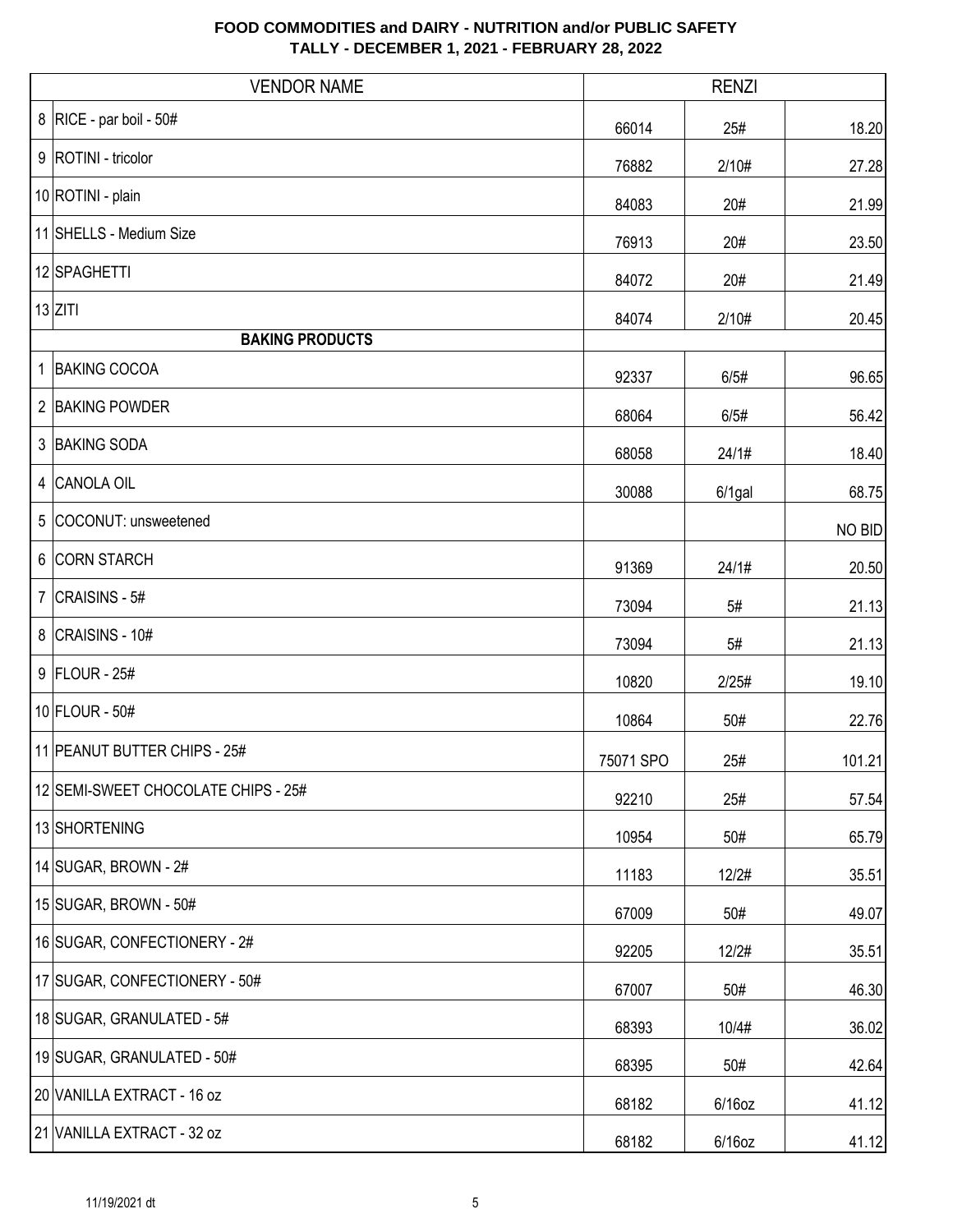# FOOD COMMODITIES and DAIRY - NUTRITION and/or PUBLIC SAFETY
## TALLY - DECEMBER 1, 2021 - FEBRUARY 28, 2022

| | VENDOR NAME | RENZI | | |
|---|---|---|---|---|
| 8 | RICE - par boil - 50# | 66014 | 25# | 18.20 |
| 9 | ROTINI - tricolor | 76882 | 2/10# | 27.28 |
| 10 | ROTINI - plain | 84083 | 20# | 21.99 |
| 11 | SHELLS - Medium Size | 76913 | 20# | 23.50 |
| 12 | SPAGHETTI | 84072 | 20# | 21.49 |
| 13 | ZITI | 84074 | 2/10# | 20.45 |
| | **BAKING PRODUCTS** | | | |
| 1 | BAKING COCOA | 92337 | 6/5# | 96.65 |
| 2 | BAKING POWDER | 68064 | 6/5# | 56.42 |
| 3 | BAKING SODA | 68058 | 24/1# | 18.40 |
| 4 | CANOLA OIL | 30088 | 6/1gal | 68.75 |
| 5 | COCONUT: unsweetened | | | NO BID |
| 6 | CORN STARCH | 91369 | 24/1# | 20.50 |
| 7 | CRAISINS - 5# | 73094 | 5# | 21.13 |
| 8 | CRAISINS - 10# | 73094 | 5# | 21.13 |
| 9 | FLOUR - 25# | 10820 | 2/25# | 19.10 |
| 10 | FLOUR - 50# | 10864 | 50# | 22.76 |
| 11 | PEANUT BUTTER CHIPS - 25# | 75071 SPO | 25# | 101.21 |
| 12 | SEMI-SWEET CHOCOLATE CHIPS - 25# | 92210 | 25# | 57.54 |
| 13 | SHORTENING | 10954 | 50# | 65.79 |
| 14 | SUGAR, BROWN - 2# | 11183 | 12/2# | 35.51 |
| 15 | SUGAR, BROWN - 50# | 67009 | 50# | 49.07 |
| 16 | SUGAR, CONFECTIONERY - 2# | 92205 | 12/2# | 35.51 |
| 17 | SUGAR, CONFECTIONERY - 50# | 67007 | 50# | 46.30 |
| 18 | SUGAR, GRANULATED - 5# | 68393 | 10/4# | 36.02 |
| 19 | SUGAR, GRANULATED - 50# | 68395 | 50# | 42.64 |
| 20 | VANILLA EXTRACT - 16 oz | 68182 | 6/16oz | 41.12 |
| 21 | VANILLA EXTRACT - 32 oz | 68182 | 6/16oz | 41.12 |

11/19/2021 dt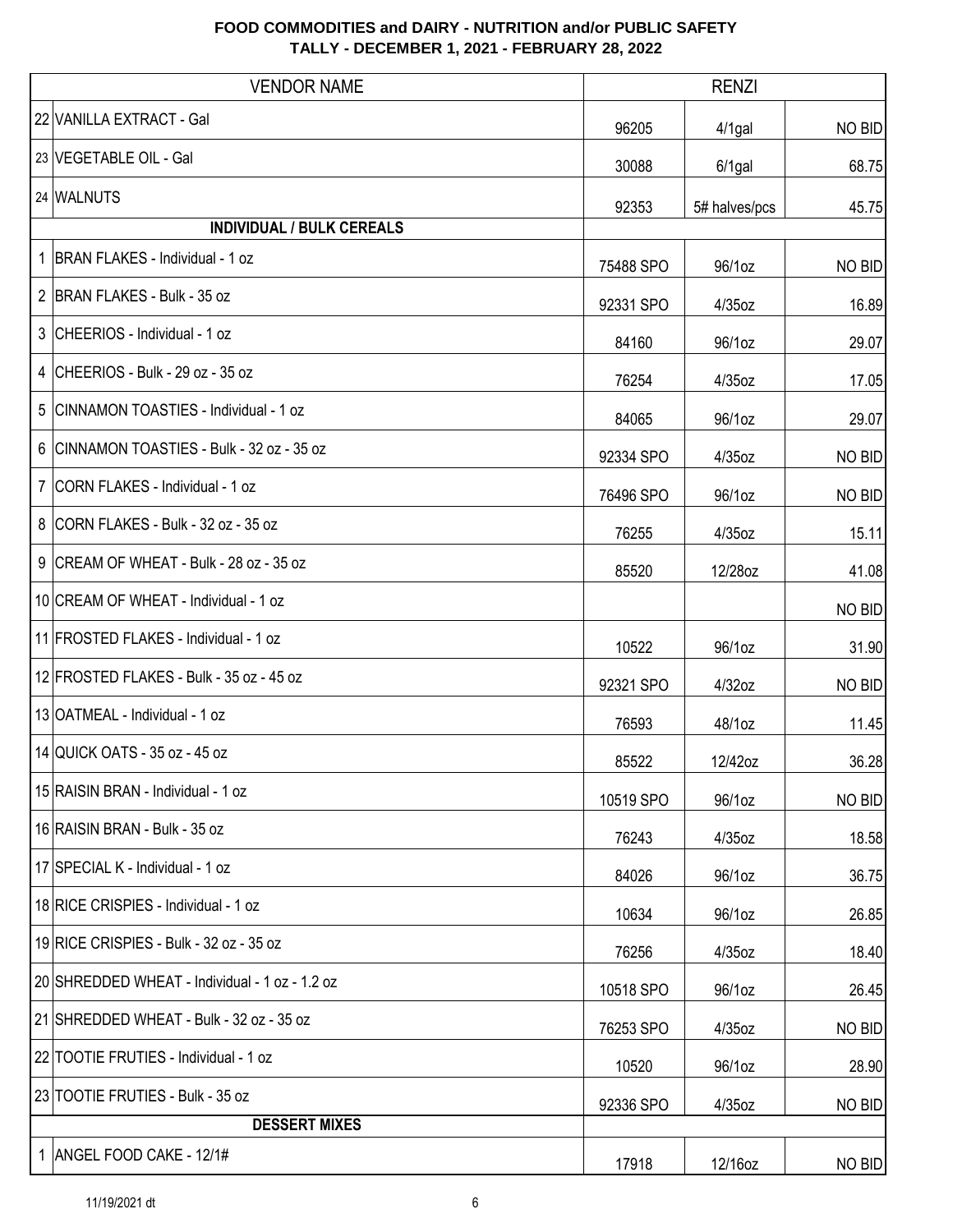**FOOD COMMODITIES and DAIRY - NUTRITION and/or PUBLIC SAFETY**
**TALLY - DECEMBER 1, 2021 - FEBRUARY 28, 2022**

| | VENDOR NAME | RENZI | | |
|---|---|---|---|---|
| 22 | VANILLA EXTRACT - Gal | 96205 | 4/1gal | NO BID |
| 23 | VEGETABLE OIL - Gal | 30088 | 6/1gal | 68.75 |
| 24 | WALNUTS | 92353 | 5# halves/pcs | 45.75 |
| | **INDIVIDUAL / BULK CEREALS** | | | |
| 1 | BRAN FLAKES - Individual - 1 oz | 75488 SPO | 96/1oz | NO BID |
| 2 | BRAN FLAKES - Bulk - 35 oz | 92331 SPO | 4/35oz | 16.89 |
| 3 | CHEERIOS - Individual - 1 oz | 84160 | 96/1oz | 29.07 |
| 4 | CHEERIOS - Bulk - 29 oz - 35 oz | 76254 | 4/35oz | 17.05 |
| 5 | CINNAMON TOASTIES - Individual - 1 oz | 84065 | 96/1oz | 29.07 |
| 6 | CINNAMON TOASTIES - Bulk - 32 oz - 35 oz | 92334 SPO | 4/35oz | NO BID |
| 7 | CORN FLAKES - Individual - 1 oz | 76496 SPO | 96/1oz | NO BID |
| 8 | CORN FLAKES - Bulk - 32 oz - 35 oz | 76255 | 4/35oz | 15.11 |
| 9 | CREAM OF WHEAT - Bulk - 28 oz - 35 oz | 85520 | 12/28oz | 41.08 |
| 10 | CREAM OF WHEAT - Individual - 1 oz | | | NO BID |
| 11 | FROSTED FLAKES - Individual - 1 oz | 10522 | 96/1oz | 31.90 |
| 12 | FROSTED FLAKES - Bulk - 35 oz - 45 oz | 92321 SPO | 4/32oz | NO BID |
| 13 | OATMEAL - Individual - 1 oz | 76593 | 48/1oz | 11.45 |
| 14 | QUICK OATS - 35 oz - 45 oz | 85522 | 12/42oz | 36.28 |
| 15 | RAISIN BRAN - Individual - 1 oz | 10519 SPO | 96/1oz | NO BID |
| 16 | RAISIN BRAN - Bulk - 35 oz | 76243 | 4/35oz | 18.58 |
| 17 | SPECIAL K - Individual - 1 oz | 84026 | 96/1oz | 36.75 |
| 18 | RICE CRISPIES - Individual - 1 oz | 10634 | 96/1oz | 26.85 |
| 19 | RICE CRISPIES - Bulk - 32 oz - 35 oz | 76256 | 4/35oz | 18.40 |
| 20 | SHREDDED WHEAT - Individual - 1 oz - 1.2 oz | 10518 SPO | 96/1oz | 26.45 |
| 21 | SHREDDED WHEAT - Bulk - 32 oz - 35 oz | 76253 SPO | 4/35oz | NO BID |
| 22 | TOOTIE FRUTIES - Individual - 1 oz | 10520 | 96/1oz | 28.90 |
| 23 | TOOTIE FRUTIES - Bulk - 35 oz | 92336 SPO | 4/35oz | NO BID |
| | **DESSERT MIXES** | | | |
| 1 | ANGEL FOOD CAKE - 12/1# | 17918 | 12/16oz | NO BID |

11/19/2021 dt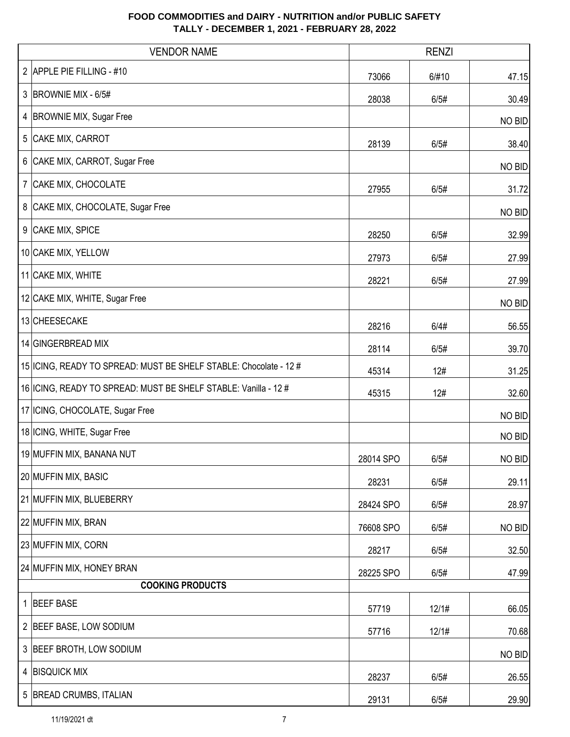# FOOD COMMODITIES and DAIRY - NUTRITION and/or PUBLIC SAFETY
## TALLY - DECEMBER 1, 2021 - FEBRUARY 28, 2022

| | VENDOR NAME | RENZI | | |
|---|---|---|---|---|
| 2 | APPLE PIE FILLING - #10 | 73066 | 6/#10 | 47.15 |
| 3 | BROWNIE MIX - 6/5# | 28038 | 6/5# | 30.49 |
| 4 | BROWNIE MIX, Sugar Free | | | NO BID |
| 5 | CAKE MIX, CARROT | 28139 | 6/5# | 38.40 |
| 6 | CAKE MIX, CARROT, Sugar Free | | | NO BID |
| 7 | CAKE MIX, CHOCOLATE | 27955 | 6/5# | 31.72 |
| 8 | CAKE MIX, CHOCOLATE, Sugar Free | | | NO BID |
| 9 | CAKE MIX, SPICE | 28250 | 6/5# | 32.99 |
| 10 | CAKE MIX, YELLOW | 27973 | 6/5# | 27.99 |
| 11 | CAKE MIX, WHITE | 28221 | 6/5# | 27.99 |
| 12 | CAKE MIX, WHITE, Sugar Free | | | NO BID |
| 13 | CHEESECAKE | 28216 | 6/4# | 56.55 |
| 14 | GINGERBREAD MIX | 28114 | 6/5# | 39.70 |
| 15 | ICING, READY TO SPREAD: MUST BE SHELF STABLE: Chocolate - 12 # | 45314 | 12# | 31.25 |
| 16 | ICING, READY TO SPREAD: MUST BE SHELF STABLE: Vanilla - 12 # | 45315 | 12# | 32.60 |
| 17 | ICING, CHOCOLATE, Sugar Free | | | NO BID |
| 18 | ICING, WHITE, Sugar Free | | | NO BID |
| 19 | MUFFIN MIX, BANANA NUT | 28014 SPO | 6/5# | NO BID |
| 20 | MUFFIN MIX, BASIC | 28231 | 6/5# | 29.11 |
| 21 | MUFFIN MIX, BLUEBERRY | 28424 SPO | 6/5# | 28.97 |
| 22 | MUFFIN MIX, BRAN | 76608 SPO | 6/5# | NO BID |
| 23 | MUFFIN MIX, CORN | 28217 | 6/5# | 32.50 |
| 24 | MUFFIN MIX, HONEY BRAN | 28225 SPO | 6/5# | 47.99 |
| | **COOKING PRODUCTS** | | | |
| 1 | BEEF BASE | 57719 | 12/1# | 66.05 |
| 2 | BEEF BASE, LOW SODIUM | 57716 | 12/1# | 70.68 |
| 3 | BEEF BROTH, LOW SODIUM | | | NO BID |
| 4 | BISQUICK MIX | 28237 | 6/5# | 26.55 |
| 5 | BREAD CRUMBS, ITALIAN | 29131 | 6/5# | 29.90 |

11/19/2021 dt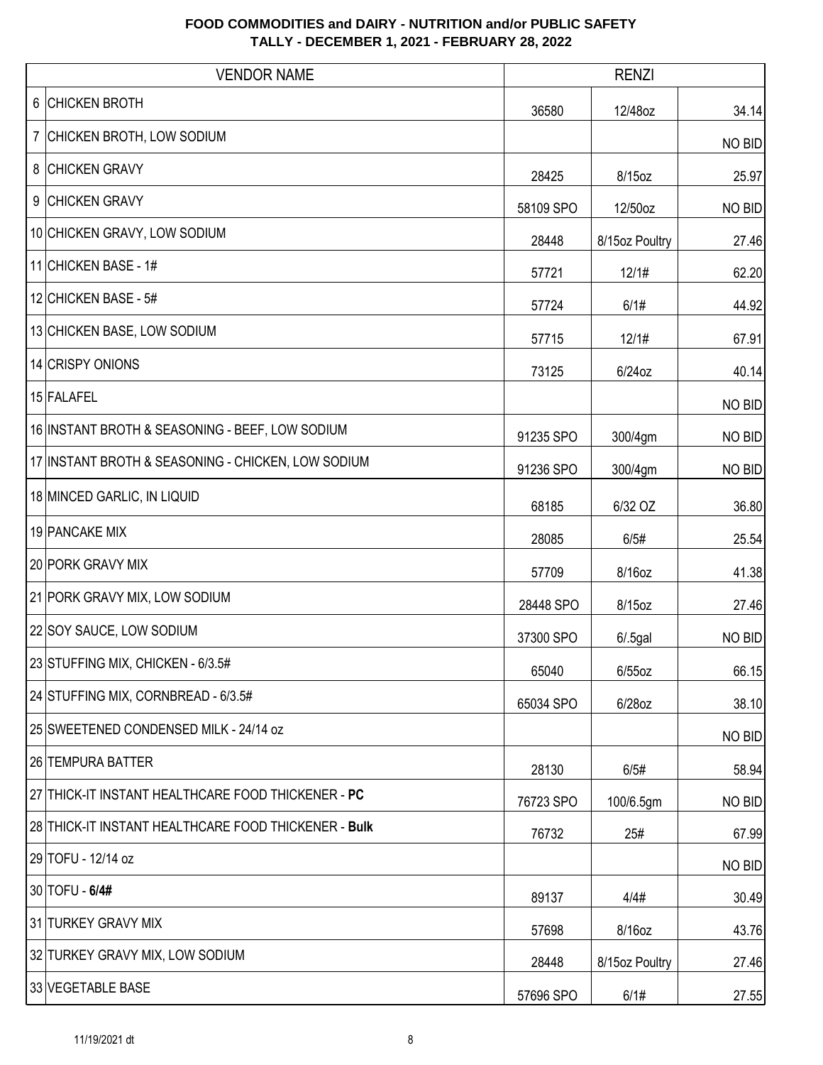# FOOD COMMODITIES and DAIRY - NUTRITION and/or PUBLIC SAFETY
## TALLY - DECEMBER 1, 2021 - FEBRUARY 28, 2022

| | VENDOR NAME | RENZI | | |
|---|---|---|---|---|
| 6 | CHICKEN BROTH | 36580 | 12/48oz | 34.14 |
| 7 | CHICKEN BROTH, LOW SODIUM | | | NO BID |
| 8 | CHICKEN GRAVY | 28425 | 8/15oz | 25.97 |
| 9 | CHICKEN GRAVY | 58109 SPO | 12/50oz | NO BID |
| 10 | CHICKEN GRAVY, LOW SODIUM | 28448 | 8/15oz Poultry | 27.46 |
| 11 | CHICKEN BASE - 1# | 57721 | 12/1# | 62.20 |
| 12 | CHICKEN BASE - 5# | 57724 | 6/1# | 44.92 |
| 13 | CHICKEN BASE, LOW SODIUM | 57715 | 12/1# | 67.91 |
| 14 | CRISPY ONIONS | 73125 | 6/24oz | 40.14 |
| 15 | FALAFEL | | | NO BID |
| 16 | INSTANT BROTH & SEASONING - BEEF, LOW SODIUM | 91235 SPO | 300/4gm | NO BID |
| 17 | INSTANT BROTH & SEASONING - CHICKEN, LOW SODIUM | 91236 SPO | 300/4gm | NO BID |
| 18 | MINCED GARLIC, IN LIQUID | 68185 | 6/32 OZ | 36.80 |
| 19 | PANCAKE MIX | 28085 | 6/5# | 25.54 |
| 20 | PORK GRAVY MIX | 57709 | 8/16oz | 41.38 |
| 21 | PORK GRAVY MIX, LOW SODIUM | 28448 SPO | 8/15oz | 27.46 |
| 22 | SOY SAUCE, LOW SODIUM | 37300 SPO | 6/.5gal | NO BID |
| 23 | STUFFING MIX, CHICKEN - 6/3.5# | 65040 | 6/55oz | 66.15 |
| 24 | STUFFING MIX, CORNBREAD - 6/3.5# | 65034 SPO | 6/28oz | 38.10 |
| 25 | SWEETENED CONDENSED MILK - 24/14 oz | | | NO BID |
| 26 | TEMPURA BATTER | 28130 | 6/5# | 58.94 |
| 27 | THICK-IT INSTANT HEALTHCARE FOOD THICKENER - **PC** | 76723 SPO | 100/6.5gm | NO BID |
| 28 | THICK-IT INSTANT HEALTHCARE FOOD THICKENER - **Bulk** | 76732 | 25# | 67.99 |
| 29 | TOFU - 12/14 oz | | | NO BID |
| 30 | TOFU - **6/4#** | 89137 | 4/4# | 30.49 |
| 31 | TURKEY GRAVY MIX | 57698 | 8/16oz | 43.76 |
| 32 | TURKEY GRAVY MIX, LOW SODIUM | 28448 | 8/15oz Poultry | 27.46 |
| 33 | VEGETABLE BASE | 57696 SPO | 6/1# | 27.55 |

11/19/2021 dt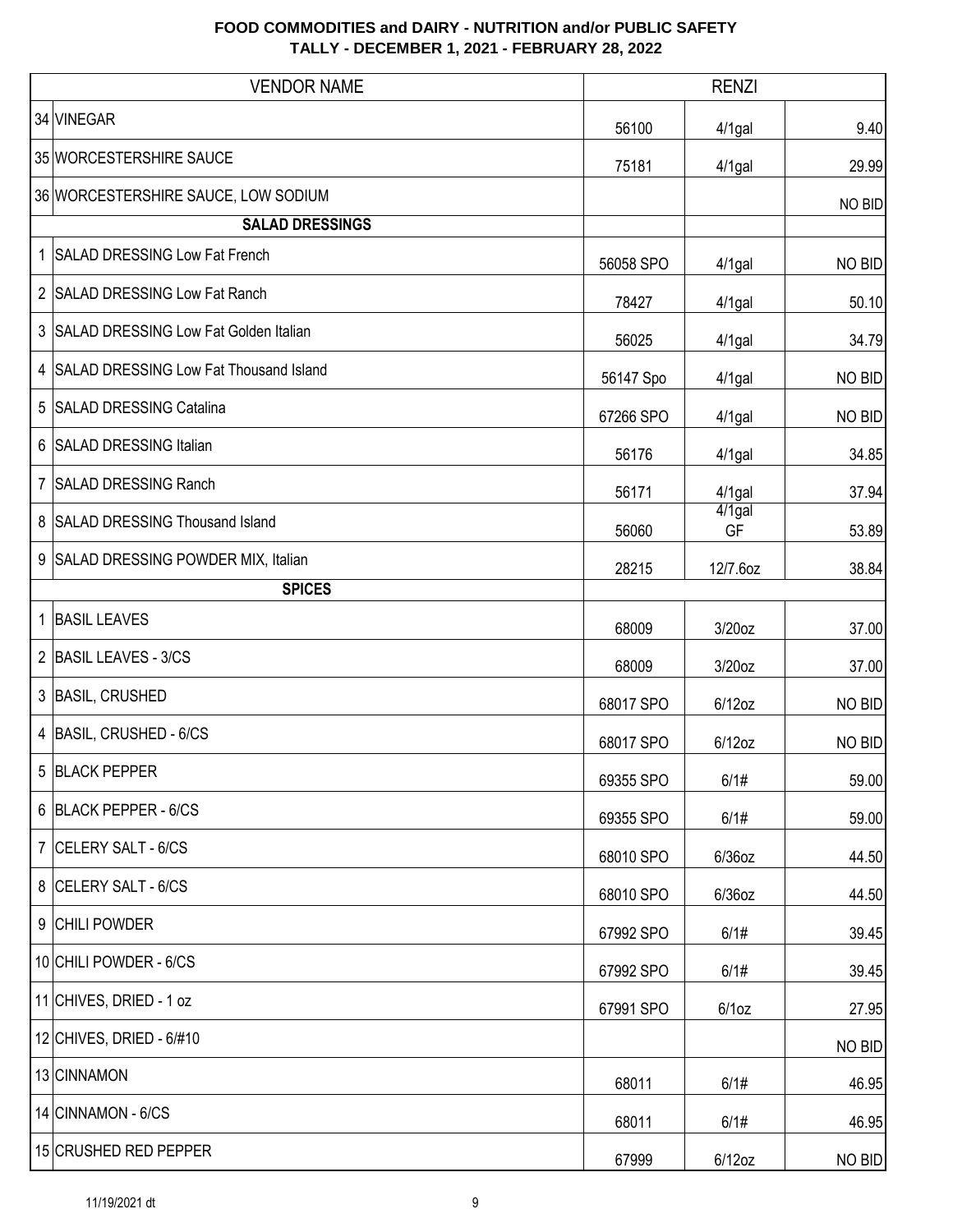**FOOD COMMODITIES and DAIRY - NUTRITION and/or PUBLIC SAFETY**
**TALLY - DECEMBER 1, 2021 - FEBRUARY 28, 2022**

| | VENDOR NAME | RENZI | | |
|---|---|---|---|---|
| 34 | VINEGAR | 56100 | 4/1gal | 9.40 |
| 35 | WORCESTERSHIRE SAUCE | 75181 | 4/1gal | 29.99 |
| 36 | WORCESTERSHIRE SAUCE, LOW SODIUM | | | NO BID |
| | **SALAD DRESSINGS** | | | |
| 1 | SALAD DRESSING Low Fat French | 56058 SPO | 4/1gal | NO BID |
| 2 | SALAD DRESSING Low Fat Ranch | 78427 | 4/1gal | 50.10 |
| 3 | SALAD DRESSING Low Fat Golden Italian | 56025 | 4/1gal | 34.79 |
| 4 | SALAD DRESSING Low Fat Thousand Island | 56147 Spo | 4/1gal | NO BID |
| 5 | SALAD DRESSING Catalina | 67266 SPO | 4/1gal | NO BID |
| 6 | SALAD DRESSING Italian | 56176 | 4/1gal | 34.85 |
| 7 | SALAD DRESSING Ranch | 56171 | 4/1gal | 37.94 |
| 8 | SALAD DRESSING Thousand Island | 56060 | 4/1gal GF | 53.89 |
| 9 | SALAD DRESSING POWDER MIX, Italian | 28215 | 12/7.6oz | 38.84 |
| | **SPICES** | | | |
| 1 | BASIL LEAVES | 68009 | 3/20oz | 37.00 |
| 2 | BASIL LEAVES - 3/CS | 68009 | 3/20oz | 37.00 |
| 3 | BASIL, CRUSHED | 68017 SPO | 6/12oz | NO BID |
| 4 | BASIL, CRUSHED - 6/CS | 68017 SPO | 6/12oz | NO BID |
| 5 | BLACK PEPPER | 69355 SPO | 6/1# | 59.00 |
| 6 | BLACK PEPPER - 6/CS | 69355 SPO | 6/1# | 59.00 |
| 7 | CELERY SALT - 6/CS | 68010 SPO | 6/36oz | 44.50 |
| 8 | CELERY SALT - 6/CS | 68010 SPO | 6/36oz | 44.50 |
| 9 | CHILI POWDER | 67992 SPO | 6/1# | 39.45 |
| 10 | CHILI POWDER - 6/CS | 67992 SPO | 6/1# | 39.45 |
| 11 | CHIVES, DRIED - 1 oz | 67991 SPO | 6/1oz | 27.95 |
| 12 | CHIVES, DRIED - 6/#10 | | | NO BID |
| 13 | CINNAMON | 68011 | 6/1# | 46.95 |
| 14 | CINNAMON - 6/CS | 68011 | 6/1# | 46.95 |
| 15 | CRUSHED RED PEPPER | 67999 | 6/12oz | NO BID |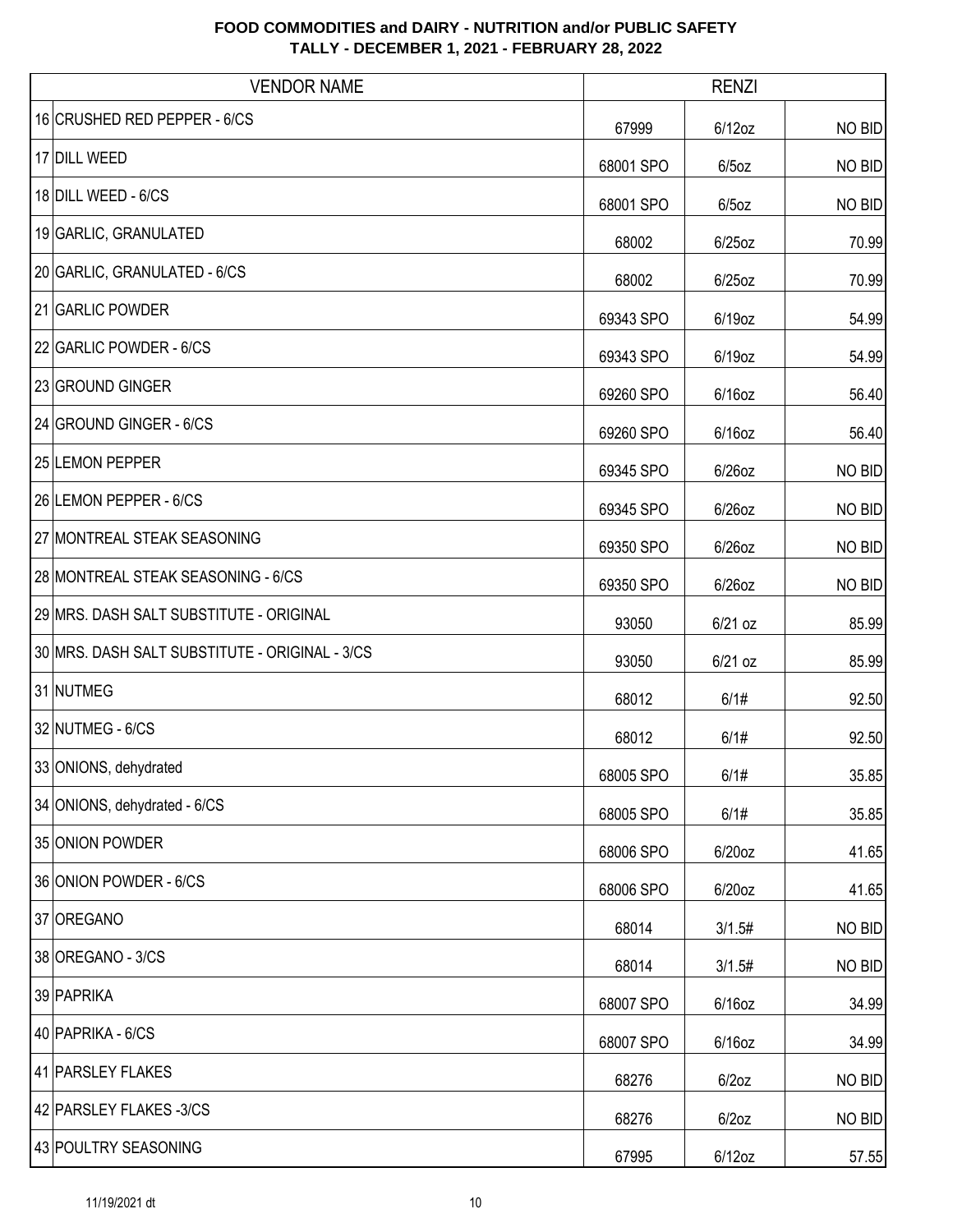**FOOD COMMODITIES and DAIRY - NUTRITION and/or PUBLIC SAFETY**
**TALLY - DECEMBER 1, 2021 - FEBRUARY 28, 2022**

| | VENDOR NAME | RENZI | | |
|---|---|---|---|---|
| 16 | CRUSHED RED PEPPER - 6/CS | 67999 | 6/12oz | NO BID |
| 17 | DILL WEED | 68001 SPO | 6/5oz | NO BID |
| 18 | DILL WEED - 6/CS | 68001 SPO | 6/5oz | NO BID |
| 19 | GARLIC, GRANULATED | 68002 | 6/25oz | 70.99 |
| 20 | GARLIC, GRANULATED - 6/CS | 68002 | 6/25oz | 70.99 |
| 21 | GARLIC POWDER | 69343 SPO | 6/19oz | 54.99 |
| 22 | GARLIC POWDER - 6/CS | 69343 SPO | 6/19oz | 54.99 |
| 23 | GROUND GINGER | 69260 SPO | 6/16oz | 56.40 |
| 24 | GROUND GINGER - 6/CS | 69260 SPO | 6/16oz | 56.40 |
| 25 | LEMON PEPPER | 69345 SPO | 6/26oz | NO BID |
| 26 | LEMON PEPPER - 6/CS | 69345 SPO | 6/26oz | NO BID |
| 27 | MONTREAL STEAK SEASONING | 69350 SPO | 6/26oz | NO BID |
| 28 | MONTREAL STEAK SEASONING - 6/CS | 69350 SPO | 6/26oz | NO BID |
| 29 | MRS. DASH SALT SUBSTITUTE - ORIGINAL | 93050 | 6/21 oz | 85.99 |
| 30 | MRS. DASH SALT SUBSTITUTE - ORIGINAL - 3/CS | 93050 | 6/21 oz | 85.99 |
| 31 | NUTMEG | 68012 | 6/1# | 92.50 |
| 32 | NUTMEG - 6/CS | 68012 | 6/1# | 92.50 |
| 33 | ONIONS, dehydrated | 68005 SPO | 6/1# | 35.85 |
| 34 | ONIONS, dehydrated - 6/CS | 68005 SPO | 6/1# | 35.85 |
| 35 | ONION POWDER | 68006 SPO | 6/20oz | 41.65 |
| 36 | ONION POWDER - 6/CS | 68006 SPO | 6/20oz | 41.65 |
| 37 | OREGANO | 68014 | 3/1.5# | NO BID |
| 38 | OREGANO - 3/CS | 68014 | 3/1.5# | NO BID |
| 39 | PAPRIKA | 68007 SPO | 6/16oz | 34.99 |
| 40 | PAPRIKA - 6/CS | 68007 SPO | 6/16oz | 34.99 |
| 41 | PARSLEY FLAKES | 68276 | 6/2oz | NO BID |
| 42 | PARSLEY FLAKES -3/CS | 68276 | 6/2oz | NO BID |
| 43 | POULTRY SEASONING | 67995 | 6/12oz | 57.55 |

11/19/2021 dt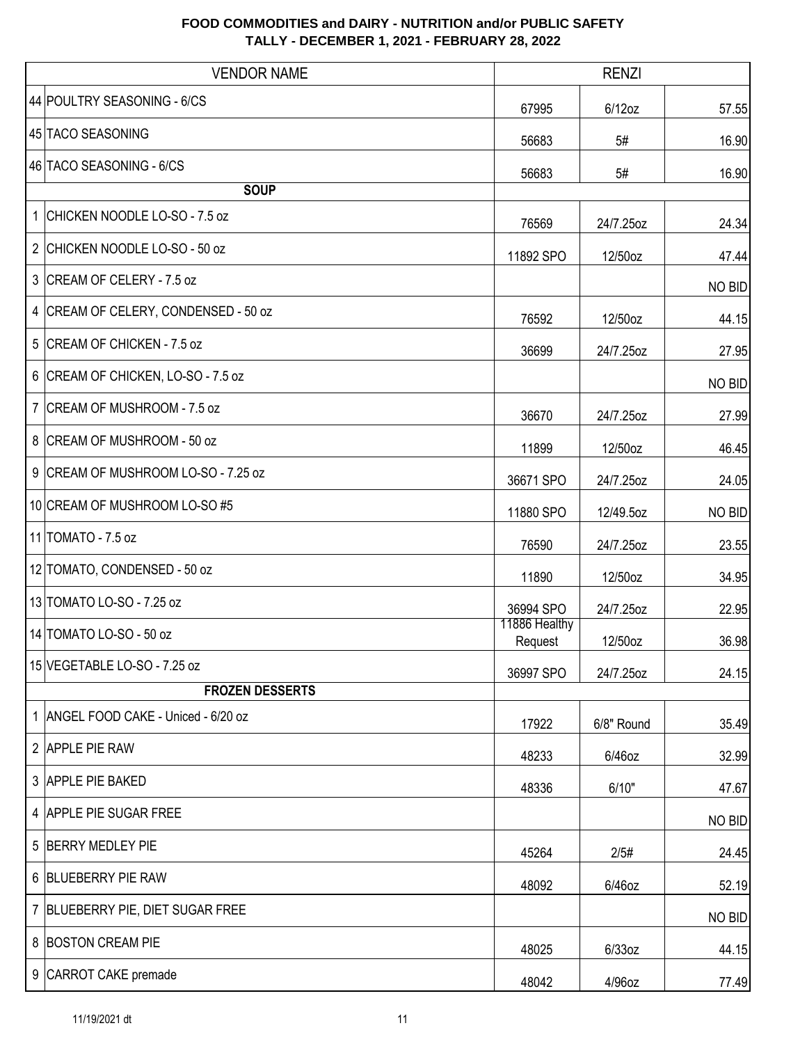**FOOD COMMODITIES and DAIRY - NUTRITION and/or PUBLIC SAFETY**
**TALLY - DECEMBER 1, 2021 - FEBRUARY 28, 2022**

| VENDOR NAME | RENZI | | |
|---|---|---|---|
| 44 POULTRY SEASONING - 6/CS | 67995 | 6/12oz | 57.55 |
| 45 TACO SEASONING | 56683 | 5# | 16.90 |
| 46 TACO SEASONING - 6/CS | 56683 | 5# | 16.90 |
| **SOUP** | | | |
| 1 CHICKEN NOODLE LO-SO - 7.5 oz | 76569 | 24/7.25oz | 24.34 |
| 2 CHICKEN NOODLE LO-SO - 50 oz | 11892 SPO | 12/50oz | 47.44 |
| 3 CREAM OF CELERY - 7.5 oz | | | NO BID |
| 4 CREAM OF CELERY, CONDENSED - 50 oz | 76592 | 12/50oz | 44.15 |
| 5 CREAM OF CHICKEN - 7.5 oz | 36699 | 24/7.25oz | 27.95 |
| 6 CREAM OF CHICKEN, LO-SO - 7.5 oz | | | NO BID |
| 7 CREAM OF MUSHROOM - 7.5 oz | 36670 | 24/7.25oz | 27.99 |
| 8 CREAM OF MUSHROOM - 50 oz | 11899 | 12/50oz | 46.45 |
| 9 CREAM OF MUSHROOM LO-SO - 7.25 oz | 36671 SPO | 24/7.25oz | 24.05 |
| 10 CREAM OF MUSHROOM LO-SO #5 | 11880 SPO | 12/49.5oz | NO BID |
| 11 TOMATO - 7.5 oz | 76590 | 24/7.25oz | 23.55 |
| 12 TOMATO, CONDENSED - 50 oz | 11890 | 12/50oz | 34.95 |
| 13 TOMATO LO-SO - 7.25 oz | 36994 SPO | 24/7.25oz | 22.95 |
| 14 TOMATO LO-SO - 50 oz | 11886 Healthy Request | 12/50oz | 36.98 |
| 15 VEGETABLE LO-SO - 7.25 oz | 36997 SPO | 24/7.25oz | 24.15 |
| **FROZEN DESSERTS** | | | |
| 1 ANGEL FOOD CAKE - Uniced - 6/20 oz | 17922 | 6/8" Round | 35.49 |
| 2 APPLE PIE RAW | 48233 | 6/46oz | 32.99 |
| 3 APPLE PIE BAKED | 48336 | 6/10" | 47.67 |
| 4 APPLE PIE SUGAR FREE | | | NO BID |
| 5 BERRY MEDLEY PIE | 45264 | 2/5# | 24.45 |
| 6 BLUEBERRY PIE RAW | 48092 | 6/46oz | 52.19 |
| 7 BLUEBERRY PIE, DIET SUGAR FREE | | | NO BID |
| 8 BOSTON CREAM PIE | 48025 | 6/33oz | 44.15 |
| 9 CARROT CAKE premade | 48042 | 4/96oz | 77.49 |

11/19/2021 dt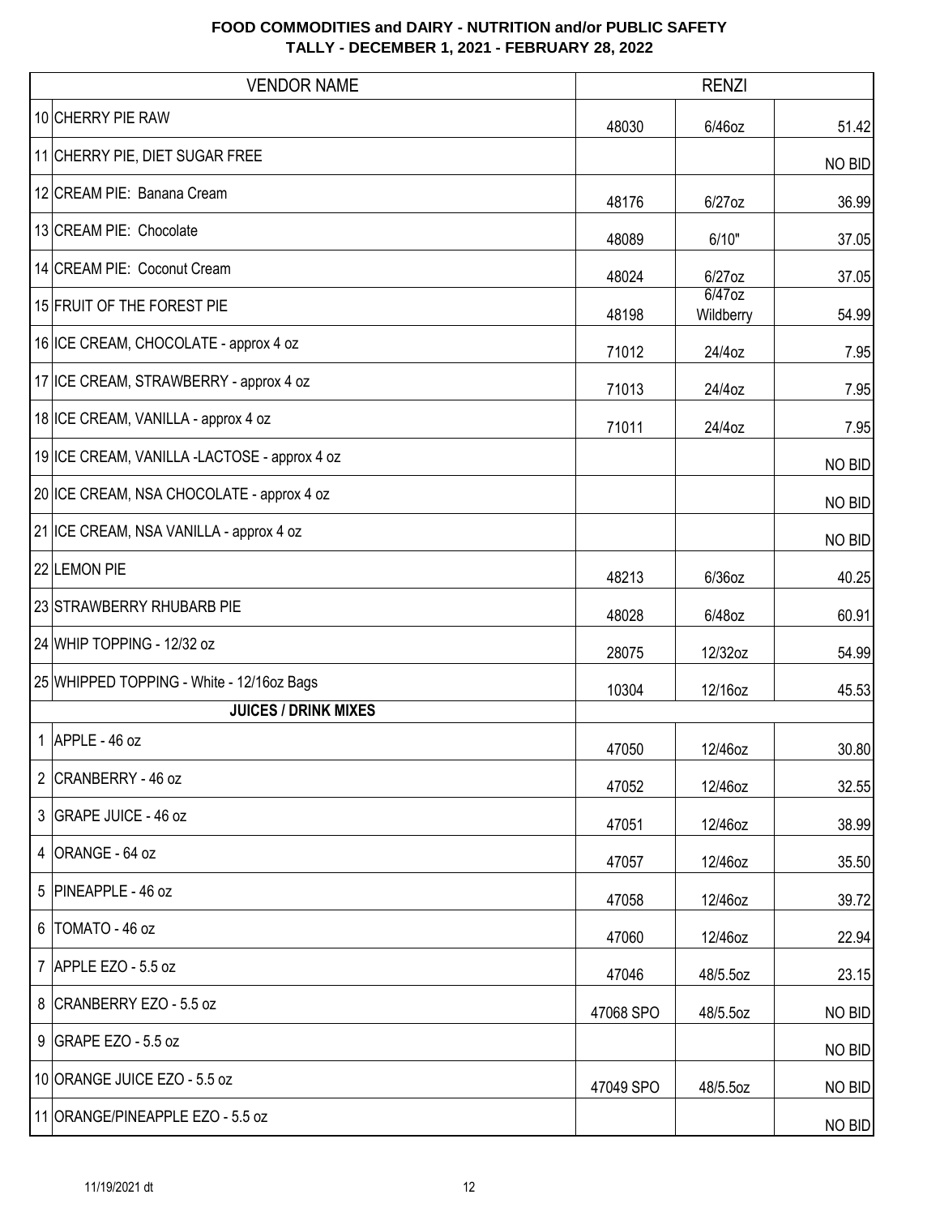# FOOD COMMODITIES and DAIRY - NUTRITION and/or PUBLIC SAFETY
## TALLY - DECEMBER 1, 2021 - FEBRUARY 28, 2022

| | VENDOR NAME | RENZI | | |
|---|---|---|---|---|
| 10 | CHERRY PIE RAW | 48030 | 6/46oz | 51.42 |
| 11 | CHERRY PIE, DIET SUGAR FREE | | | NO BID |
| 12 | CREAM PIE: Banana Cream | 48176 | 6/27oz | 36.99 |
| 13 | CREAM PIE: Chocolate | 48089 | 6/10" | 37.05 |
| 14 | CREAM PIE: Coconut Cream | 48024 | 6/27oz | 37.05 |
| 15 | FRUIT OF THE FOREST PIE | 48198 | 6/47oz Wildberry | 54.99 |
| 16 | ICE CREAM, CHOCOLATE - approx 4 oz | 71012 | 24/4oz | 7.95 |
| 17 | ICE CREAM, STRAWBERRY - approx 4 oz | 71013 | 24/4oz | 7.95 |
| 18 | ICE CREAM, VANILLA - approx 4 oz | 71011 | 24/4oz | 7.95 |
| 19 | ICE CREAM, VANILLA -LACTOSE - approx 4 oz | | | NO BID |
| 20 | ICE CREAM, NSA CHOCOLATE - approx 4 oz | | | NO BID |
| 21 | ICE CREAM, NSA VANILLA - approx 4 oz | | | NO BID |
| 22 | LEMON PIE | 48213 | 6/36oz | 40.25 |
| 23 | STRAWBERRY RHUBARB PIE | 48028 | 6/48oz | 60.91 |
| 24 | WHIP TOPPING - 12/32 oz | 28075 | 12/32oz | 54.99 |
| 25 | WHIPPED TOPPING - White - 12/16oz Bags | 10304 | 12/16oz | 45.53 |
| | **JUICES / DRINK MIXES** | | | |
| 1 | APPLE - 46 oz | 47050 | 12/46oz | 30.80 |
| 2 | CRANBERRY - 46 oz | 47052 | 12/46oz | 32.55 |
| 3 | GRAPE JUICE - 46 oz | 47051 | 12/46oz | 38.99 |
| 4 | ORANGE - 64 oz | 47057 | 12/46oz | 35.50 |
| 5 | PINEAPPLE - 46 oz | 47058 | 12/46oz | 39.72 |
| 6 | TOMATO - 46 oz | 47060 | 12/46oz | 22.94 |
| 7 | APPLE EZO - 5.5 oz | 47046 | 48/5.5oz | 23.15 |
| 8 | CRANBERRY EZO - 5.5 oz | 47068 SPO | 48/5.5oz | NO BID |
| 9 | GRAPE EZO - 5.5 oz | | | NO BID |
| 10 | ORANGE JUICE EZO - 5.5 oz | 47049 SPO | 48/5.5oz | NO BID |
| 11 | ORANGE/PINEAPPLE EZO - 5.5 oz | | | NO BID |

11/19/2021 dt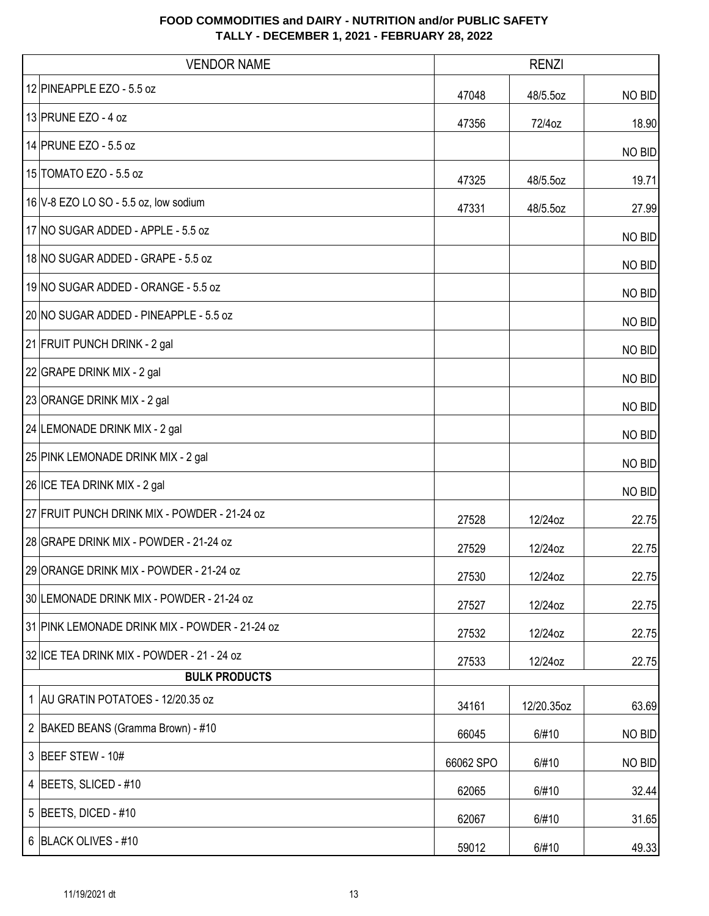**FOOD COMMODITIES and DAIRY - NUTRITION and/or PUBLIC SAFETY**
**TALLY - DECEMBER 1, 2021 - FEBRUARY 28, 2022**

| | VENDOR NAME | RENZI | | |
|---|---|---|---|---|
| 12 | PINEAPPLE EZO - 5.5 oz | 47048 | 48/5.5oz | NO BID |
| 13 | PRUNE EZO - 4 oz | 47356 | 72/4oz | 18.90 |
| 14 | PRUNE EZO - 5.5 oz | | | NO BID |
| 15 | TOMATO EZO - 5.5 oz | 47325 | 48/5.5oz | 19.71 |
| 16 | V-8 EZO LO SO - 5.5 oz, low sodium | 47331 | 48/5.5oz | 27.99 |
| 17 | NO SUGAR ADDED - APPLE - 5.5 oz | | | NO BID |
| 18 | NO SUGAR ADDED - GRAPE - 5.5 oz | | | NO BID |
| 19 | NO SUGAR ADDED - ORANGE - 5.5 oz | | | NO BID |
| 20 | NO SUGAR ADDED - PINEAPPLE - 5.5 oz | | | NO BID |
| 21 | FRUIT PUNCH DRINK - 2 gal | | | NO BID |
| 22 | GRAPE DRINK MIX - 2 gal | | | NO BID |
| 23 | ORANGE DRINK MIX - 2 gal | | | NO BID |
| 24 | LEMONADE DRINK MIX - 2 gal | | | NO BID |
| 25 | PINK LEMONADE DRINK MIX - 2 gal | | | NO BID |
| 26 | ICE TEA DRINK MIX - 2 gal | | | NO BID |
| 27 | FRUIT PUNCH DRINK MIX - POWDER - 21-24 oz | 27528 | 12/24oz | 22.75 |
| 28 | GRAPE DRINK MIX - POWDER - 21-24 oz | 27529 | 12/24oz | 22.75 |
| 29 | ORANGE DRINK MIX - POWDER - 21-24 oz | 27530 | 12/24oz | 22.75 |
| 30 | LEMONADE DRINK MIX - POWDER - 21-24 oz | 27527 | 12/24oz | 22.75 |
| 31 | PINK LEMONADE DRINK MIX - POWDER - 21-24 oz | 27532 | 12/24oz | 22.75 |
| 32 | ICE TEA DRINK MIX - POWDER - 21 - 24 oz | 27533 | 12/24oz | 22.75 |
| | **BULK PRODUCTS** | | | |
| 1 | AU GRATIN POTATOES - 12/20.35 oz | 34161 | 12/20.35oz | 63.69 |
| 2 | BAKED BEANS (Gramma Brown) - #10 | 66045 | 6/#10 | NO BID |
| 3 | BEEF STEW - 10# | 66062 SPO | 6/#10 | NO BID |
| 4 | BEETS, SLICED - #10 | 62065 | 6/#10 | 32.44 |
| 5 | BEETS, DICED - #10 | 62067 | 6/#10 | 31.65 |
| 6 | BLACK OLIVES - #10 | 59012 | 6/#10 | 49.33 |

11/19/2021 dt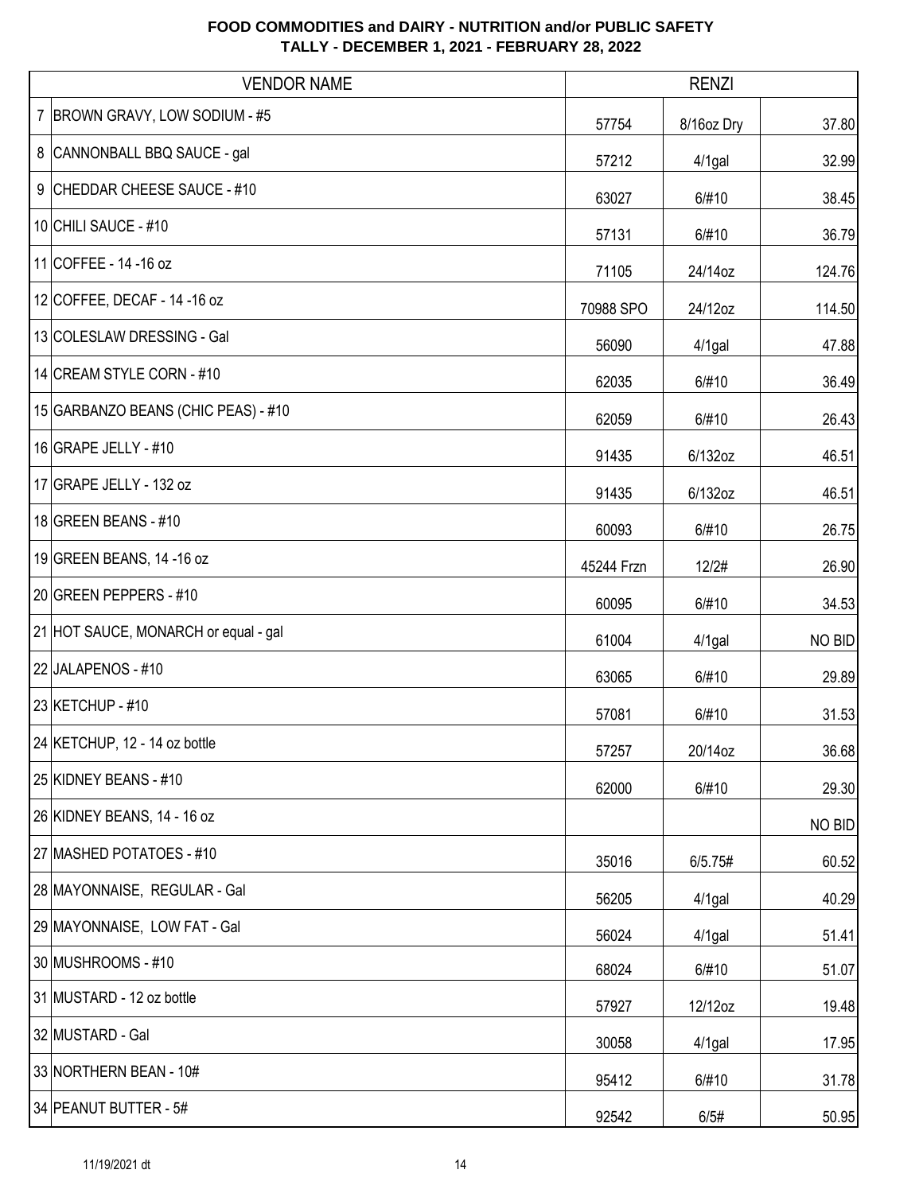**FOOD COMMODITIES and DAIRY - NUTRITION and/or PUBLIC SAFETY**
**TALLY - DECEMBER 1, 2021 - FEBRUARY 28, 2022**

| | VENDOR NAME | RENZI | | |
|---|---|---|---|---|
| 7 | BROWN GRAVY, LOW SODIUM - #5 | 57754 | 8/16oz Dry | 37.80 |
| 8 | CANNONBALL BBQ SAUCE - gal | 57212 | 4/1gal | 32.99 |
| 9 | CHEDDAR CHEESE SAUCE - #10 | 63027 | 6/#10 | 38.45 |
| 10 | CHILI SAUCE - #10 | 57131 | 6/#10 | 36.79 |
| 11 | COFFEE - 14 -16 oz | 71105 | 24/14oz | 124.76 |
| 12 | COFFEE, DECAF - 14 -16 oz | 70988 SPO | 24/12oz | 114.50 |
| 13 | COLESLAW DRESSING - Gal | 56090 | 4/1gal | 47.88 |
| 14 | CREAM STYLE CORN - #10 | 62035 | 6/#10 | 36.49 |
| 15 | GARBANZO BEANS (CHIC PEAS) - #10 | 62059 | 6/#10 | 26.43 |
| 16 | GRAPE JELLY - #10 | 91435 | 6/132oz | 46.51 |
| 17 | GRAPE JELLY - 132 oz | 91435 | 6/132oz | 46.51 |
| 18 | GREEN BEANS - #10 | 60093 | 6/#10 | 26.75 |
| 19 | GREEN BEANS, 14 -16 oz | 45244 Frzn | 12/2# | 26.90 |
| 20 | GREEN PEPPERS - #10 | 60095 | 6/#10 | 34.53 |
| 21 | HOT SAUCE, MONARCH or equal - gal | 61004 | 4/1gal | NO BID |
| 22 | JALAPENOS - #10 | 63065 | 6/#10 | 29.89 |
| 23 | KETCHUP - #10 | 57081 | 6/#10 | 31.53 |
| 24 | KETCHUP, 12 - 14 oz bottle | 57257 | 20/14oz | 36.68 |
| 25 | KIDNEY BEANS - #10 | 62000 | 6/#10 | 29.30 |
| 26 | KIDNEY BEANS, 14 - 16 oz | | | NO BID |
| 27 | MASHED POTATOES - #10 | 35016 | 6/5.75# | 60.52 |
| 28 | MAYONNAISE, REGULAR - Gal | 56205 | 4/1gal | 40.29 |
| 29 | MAYONNAISE, LOW FAT - Gal | 56024 | 4/1gal | 51.41 |
| 30 | MUSHROOMS - #10 | 68024 | 6/#10 | 51.07 |
| 31 | MUSTARD - 12 oz bottle | 57927 | 12/12oz | 19.48 |
| 32 | MUSTARD - Gal | 30058 | 4/1gal | 17.95 |
| 33 | NORTHERN BEAN - 10# | 95412 | 6/#10 | 31.78 |
| 34 | PEANUT BUTTER - 5# | 92542 | 6/5# | 50.95 |

11/19/2021 dt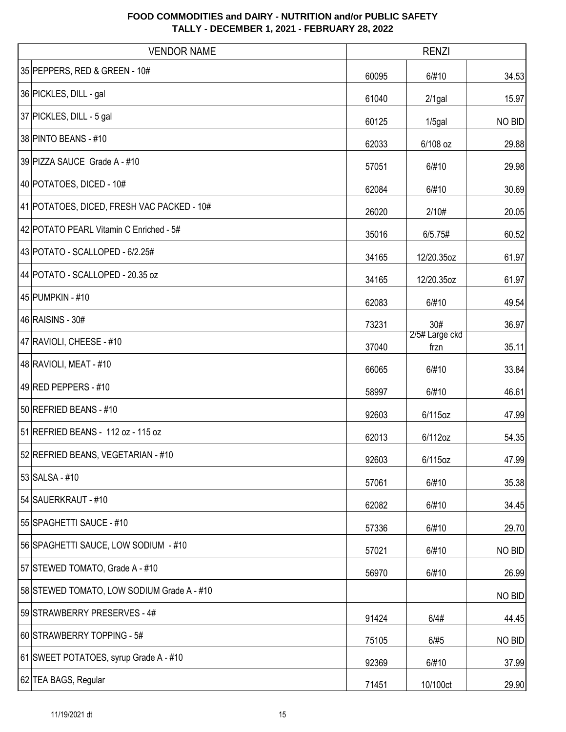# FOOD COMMODITIES and DAIRY - NUTRITION and/or PUBLIC SAFETY
## TALLY - DECEMBER 1, 2021 - FEBRUARY 28, 2022

| | VENDOR NAME | RENZI | | |
|---|---|---|---|---|
| 35 | PEPPERS, RED & GREEN - 10# | 60095 | 6/#10 | 34.53 |
| 36 | PICKLES, DILL - gal | 61040 | 2/1gal | 15.97 |
| 37 | PICKLES, DILL - 5 gal | 60125 | 1/5gal | NO BID |
| 38 | PINTO BEANS - #10 | 62033 | 6/108 oz | 29.88 |
| 39 | PIZZA SAUCE Grade A - #10 | 57051 | 6/#10 | 29.98 |
| 40 | POTATOES, DICED - 10# | 62084 | 6/#10 | 30.69 |
| 41 | POTATOES, DICED, FRESH VAC PACKED - 10# | 26020 | 2/10# | 20.05 |
| 42 | POTATO PEARL Vitamin C Enriched - 5# | 35016 | 6/5.75# | 60.52 |
| 43 | POTATO - SCALLOPED - 6/2.25# | 34165 | 12/20.35oz | 61.97 |
| 44 | POTATO - SCALLOPED - 20.35 oz | 34165 | 12/20.35oz | 61.97 |
| 45 | PUMPKIN - #10 | 62083 | 6/#10 | 49.54 |
| 46 | RAISINS - 30# | 73231 | 30# | 36.97 |
| 47 | RAVIOLI, CHEESE - #10 | 37040 | 2/5# Large ckd frzn | 35.11 |
| 48 | RAVIOLI, MEAT - #10 | 66065 | 6/#10 | 33.84 |
| 49 | RED PEPPERS - #10 | 58997 | 6/#10 | 46.61 |
| 50 | REFRIED BEANS - #10 | 92603 | 6/115oz | 47.99 |
| 51 | REFRIED BEANS - 112 oz - 115 oz | 62013 | 6/112oz | 54.35 |
| 52 | REFRIED BEANS, VEGETARIAN - #10 | 92603 | 6/115oz | 47.99 |
| 53 | SALSA - #10 | 57061 | 6/#10 | 35.38 |
| 54 | SAUERKRAUT - #10 | 62082 | 6/#10 | 34.45 |
| 55 | SPAGHETTI SAUCE - #10 | 57336 | 6/#10 | 29.70 |
| 56 | SPAGHETTI SAUCE, LOW SODIUM - #10 | 57021 | 6/#10 | NO BID |
| 57 | STEWED TOMATO, Grade A - #10 | 56970 | 6/#10 | 26.99 |
| 58 | STEWED TOMATO, LOW SODIUM Grade A - #10 | | | NO BID |
| 59 | STRAWBERRY PRESERVES - 4# | 91424 | 6/4# | 44.45 |
| 60 | STRAWBERRY TOPPING - 5# | 75105 | 6/#5 | NO BID |
| 61 | SWEET POTATOES, syrup Grade A - #10 | 92369 | 6/#10 | 37.99 |
| 62 | TEA BAGS, Regular | 71451 | 10/100ct | 29.90 |

11/19/2021 dt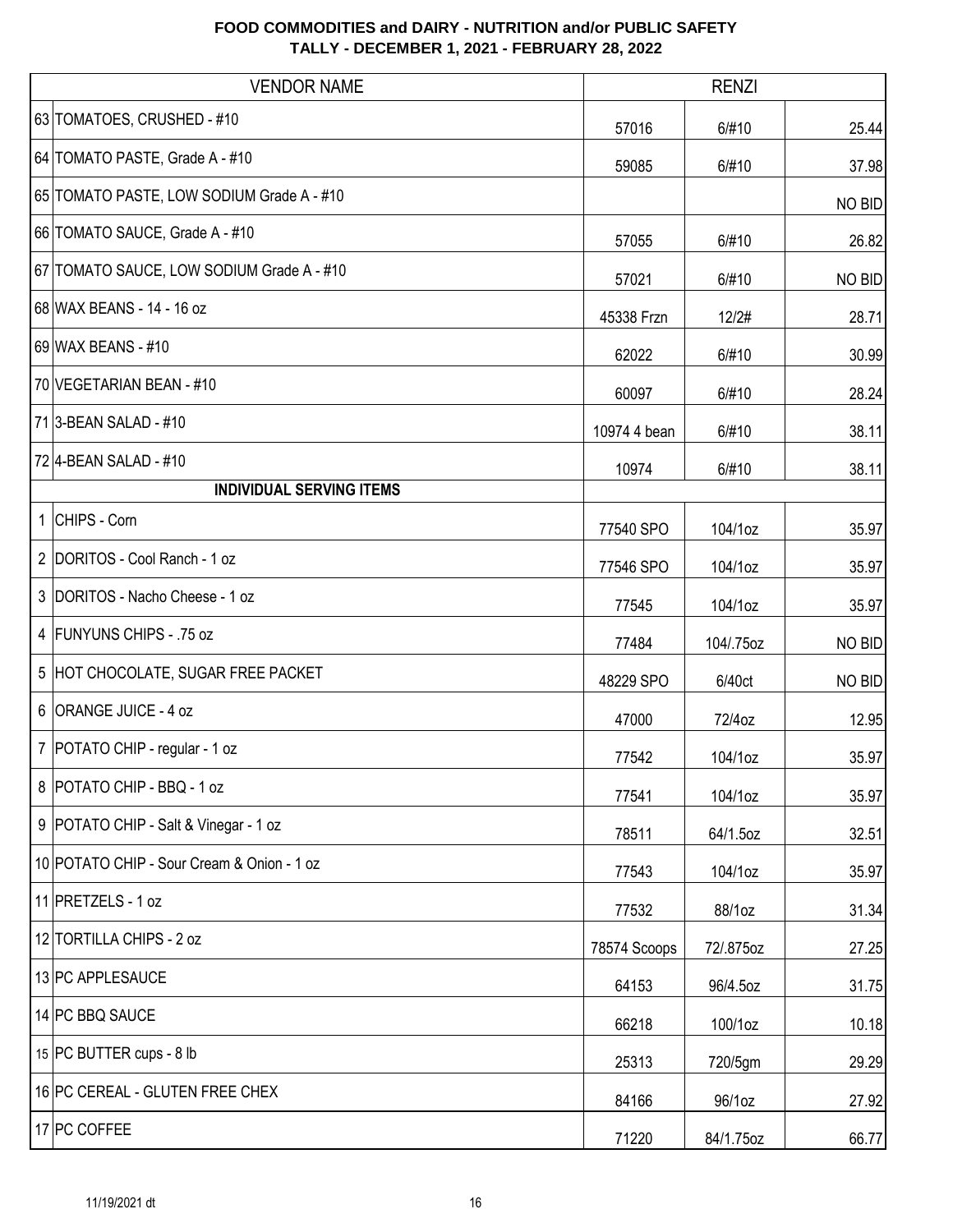**FOOD COMMODITIES and DAIRY - NUTRITION and/or PUBLIC SAFETY**
**TALLY - DECEMBER 1, 2021 - FEBRUARY 28, 2022**

| | VENDOR NAME | RENZI | | |
|---|---|---|---|---|
| 63 | TOMATOES, CRUSHED - #10 | 57016 | 6/#10 | 25.44 |
| 64 | TOMATO PASTE, Grade A - #10 | 59085 | 6/#10 | 37.98 |
| 65 | TOMATO PASTE, LOW SODIUM Grade A - #10 | | | NO BID |
| 66 | TOMATO SAUCE, Grade A - #10 | 57055 | 6/#10 | 26.82 |
| 67 | TOMATO SAUCE, LOW SODIUM Grade A - #10 | 57021 | 6/#10 | NO BID |
| 68 | WAX BEANS - 14 - 16 oz | 45338 Frzn | 12/2# | 28.71 |
| 69 | WAX BEANS - #10 | 62022 | 6/#10 | 30.99 |
| 70 | VEGETARIAN BEAN - #10 | 60097 | 6/#10 | 28.24 |
| 71 | 3-BEAN SALAD - #10 | 10974 4 bean | 6/#10 | 38.11 |
| 72 | 4-BEAN SALAD - #10 | 10974 | 6/#10 | 38.11 |
| | **INDIVIDUAL SERVING ITEMS** | | | |
| 1 | CHIPS - Corn | 77540 SPO | 104/1oz | 35.97 |
| 2 | DORITOS - Cool Ranch - 1 oz | 77546 SPO | 104/1oz | 35.97 |
| 3 | DORITOS - Nacho Cheese - 1 oz | 77545 | 104/1oz | 35.97 |
| 4 | FUNYUNS CHIPS - .75 oz | 77484 | 104/.75oz | NO BID |
| 5 | HOT CHOCOLATE, SUGAR FREE PACKET | 48229 SPO | 6/40ct | NO BID |
| 6 | ORANGE JUICE - 4 oz | 47000 | 72/4oz | 12.95 |
| 7 | POTATO CHIP - regular - 1 oz | 77542 | 104/1oz | 35.97 |
| 8 | POTATO CHIP - BBQ - 1 oz | 77541 | 104/1oz | 35.97 |
| 9 | POTATO CHIP - Salt & Vinegar - 1 oz | 78511 | 64/1.5oz | 32.51 |
| 10 | POTATO CHIP - Sour Cream & Onion - 1 oz | 77543 | 104/1oz | 35.97 |
| 11 | PRETZELS - 1 oz | 77532 | 88/1oz | 31.34 |
| 12 | TORTILLA CHIPS - 2 oz | 78574 Scoops | 72/.875oz | 27.25 |
| 13 | PC APPLESAUCE | 64153 | 96/4.5oz | 31.75 |
| 14 | PC BBQ SAUCE | 66218 | 100/1oz | 10.18 |
| 15 | PC BUTTER cups - 8 lb | 25313 | 720/5gm | 29.29 |
| 16 | PC CEREAL - GLUTEN FREE CHEX | 84166 | 96/1oz | 27.92 |
| 17 | PC COFFEE | 71220 | 84/1.75oz | 66.77 |

11/19/2021 dt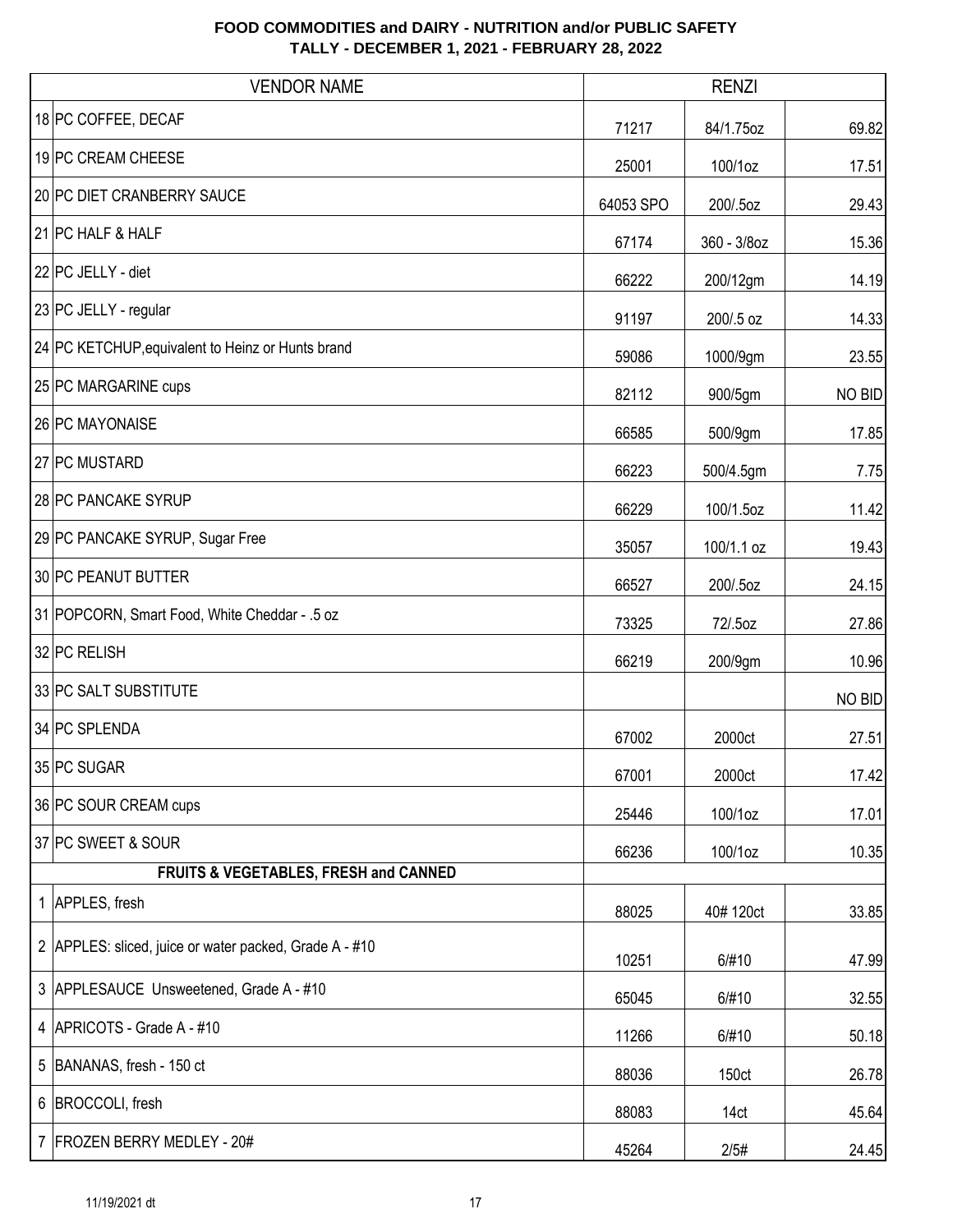**FOOD COMMODITIES and DAIRY - NUTRITION and/or PUBLIC SAFETY**
**TALLY - DECEMBER 1, 2021 - FEBRUARY 28, 2022**

| VENDOR NAME | RENZI | | |
|---|---|---|---|
| 18 PC COFFEE, DECAF | 71217 | 84/1.75oz | 69.82 |
| 19 PC CREAM CHEESE | 25001 | 100/1oz | 17.51 |
| 20 PC DIET CRANBERRY SAUCE | 64053 SPO | 200/.5oz | 29.43 |
| 21 PC HALF & HALF | 67174 | 360 - 3/8oz | 15.36 |
| 22 PC JELLY - diet | 66222 | 200/12gm | 14.19 |
| 23 PC JELLY - regular | 91197 | 200/.5 oz | 14.33 |
| 24 PC KETCHUP,equivalent to Heinz or Hunts brand | 59086 | 1000/9gm | 23.55 |
| 25 PC MARGARINE cups | 82112 | 900/5gm | NO BID |
| 26 PC MAYONAISE | 66585 | 500/9gm | 17.85 |
| 27 PC MUSTARD | 66223 | 500/4.5gm | 7.75 |
| 28 PC PANCAKE SYRUP | 66229 | 100/1.5oz | 11.42 |
| 29 PC PANCAKE SYRUP, Sugar Free | 35057 | 100/1.1 oz | 19.43 |
| 30 PC PEANUT BUTTER | 66527 | 200/.5oz | 24.15 |
| 31 POPCORN, Smart Food, White Cheddar - .5 oz | 73325 | 72/.5oz | 27.86 |
| 32 PC RELISH | 66219 | 200/9gm | 10.96 |
| 33 PC SALT SUBSTITUTE | | | NO BID |
| 34 PC SPLENDA | 67002 | 2000ct | 27.51 |
| 35 PC SUGAR | 67001 | 2000ct | 17.42 |
| 36 PC SOUR CREAM cups | 25446 | 100/1oz | 17.01 |
| 37 PC SWEET & SOUR | 66236 | 100/1oz | 10.35 |
| **FRUITS & VEGETABLES, FRESH and CANNED** | | | |
| 1 APPLES, fresh | 88025 | 40# 120ct | 33.85 |
| 2 APPLES: sliced, juice or water packed, Grade A - #10 | 10251 | 6/#10 | 47.99 |
| 3 APPLESAUCE Unsweetened, Grade A - #10 | 65045 | 6/#10 | 32.55 |
| 4 APRICOTS - Grade A - #10 | 11266 | 6/#10 | 50.18 |
| 5 BANANAS, fresh - 150 ct | 88036 | 150ct | 26.78 |
| 6 BROCCOLI, fresh | 88083 | 14ct | 45.64 |
| 7 FROZEN BERRY MEDLEY - 20# | 45264 | 2/5# | 24.45 |

11/19/2021 dt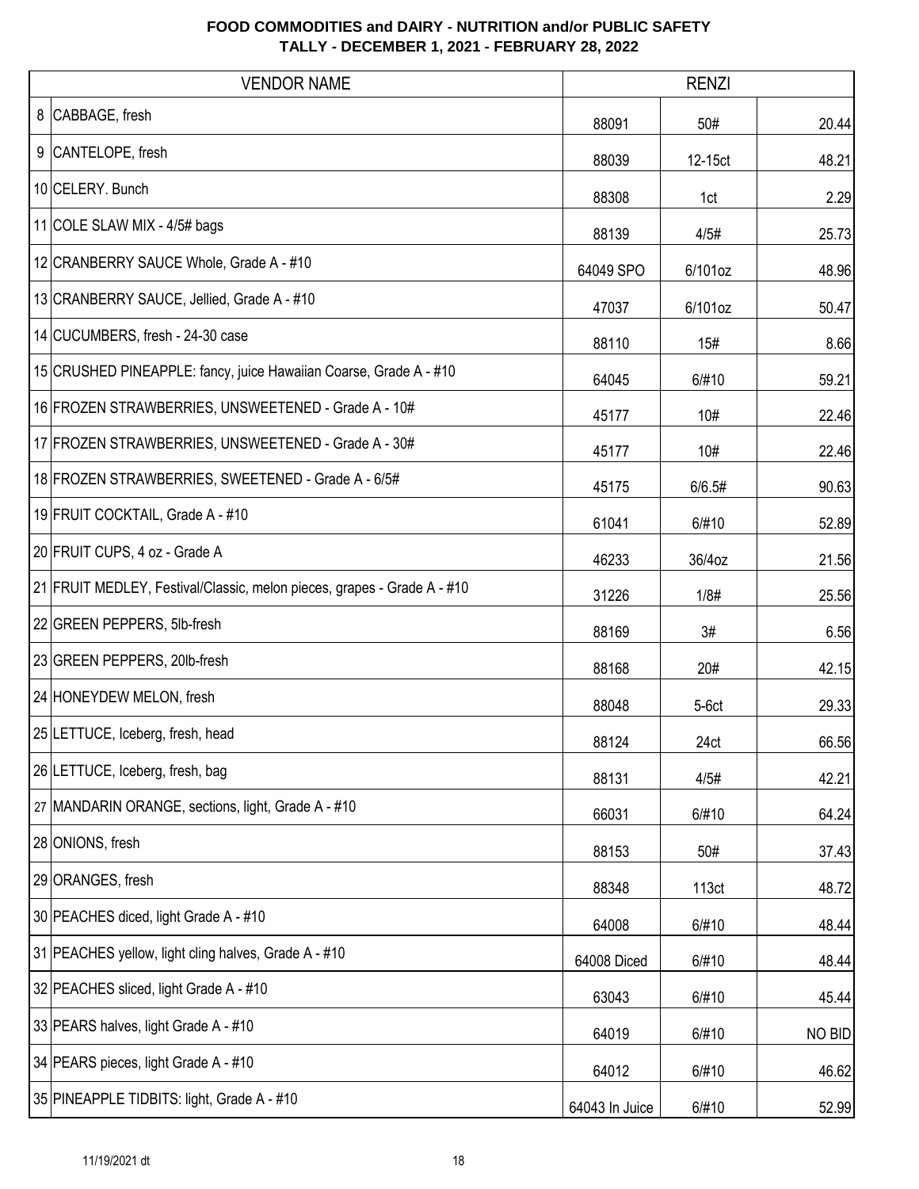**FOOD COMMODITIES and DAIRY - NUTRITION and/or PUBLIC SAFETY**
**TALLY - DECEMBER 1, 2021 - FEBRUARY 28, 2022**

| | VENDOR NAME | RENZI | | |
|---|---|---|---|---|
| 8 | CABBAGE, fresh | 88091 | 50# | 20.44 |
| 9 | CANTELOPE, fresh | 88039 | 12-15ct | 48.21 |
| 10 | CELERY. Bunch | 88308 | 1ct | 2.29 |
| 11 | COLE SLAW MIX - 4/5# bags | 88139 | 4/5# | 25.73 |
| 12 | CRANBERRY SAUCE Whole, Grade A - #10 | 64049 SPO | 6/101oz | 48.96 |
| 13 | CRANBERRY SAUCE, Jellied, Grade A - #10 | 47037 | 6/101oz | 50.47 |
| 14 | CUCUMBERS, fresh - 24-30 case | 88110 | 15# | 8.66 |
| 15 | CRUSHED PINEAPPLE: fancy, juice Hawaiian Coarse, Grade A - #10 | 64045 | 6/#10 | 59.21 |
| 16 | FROZEN STRAWBERRIES, UNSWEETENED - Grade A - 10# | 45177 | 10# | 22.46 |
| 17 | FROZEN STRAWBERRIES, UNSWEETENED - Grade A - 30# | 45177 | 10# | 22.46 |
| 18 | FROZEN STRAWBERRIES, SWEETENED - Grade A - 6/5# | 45175 | 6/6.5# | 90.63 |
| 19 | FRUIT COCKTAIL, Grade A - #10 | 61041 | 6/#10 | 52.89 |
| 20 | FRUIT CUPS, 4 oz - Grade A | 46233 | 36/4oz | 21.56 |
| 21 | FRUIT MEDLEY, Festival/Classic, melon pieces, grapes - Grade A - #10 | 31226 | 1/8# | 25.56 |
| 22 | GREEN PEPPERS, 5lb-fresh | 88169 | 3# | 6.56 |
| 23 | GREEN PEPPERS, 20lb-fresh | 88168 | 20# | 42.15 |
| 24 | HONEYDEW MELON, fresh | 88048 | 5-6ct | 29.33 |
| 25 | LETTUCE, Iceberg, fresh, head | 88124 | 24ct | 66.56 |
| 26 | LETTUCE, Iceberg, fresh, bag | 88131 | 4/5# | 42.21 |
| 27 | MANDARIN ORANGE, sections, light, Grade A - #10 | 66031 | 6/#10 | 64.24 |
| 28 | ONIONS, fresh | 88153 | 50# | 37.43 |
| 29 | ORANGES, fresh | 88348 | 113ct | 48.72 |
| 30 | PEACHES diced, light Grade A - #10 | 64008 | 6/#10 | 48.44 |
| 31 | PEACHES yellow, light cling halves, Grade A - #10 | 64008 Diced | 6/#10 | 48.44 |
| 32 | PEACHES sliced, light Grade A - #10 | 63043 | 6/#10 | 45.44 |
| 33 | PEARS halves, light Grade A - #10 | 64019 | 6/#10 | NO BID |
| 34 | PEARS pieces, light Grade A - #10 | 64012 | 6/#10 | 46.62 |
| 35 | PINEAPPLE TIDBITS: light, Grade A - #10 | 64043 In Juice | 6/#10 | 52.99 |

11/19/2021 dt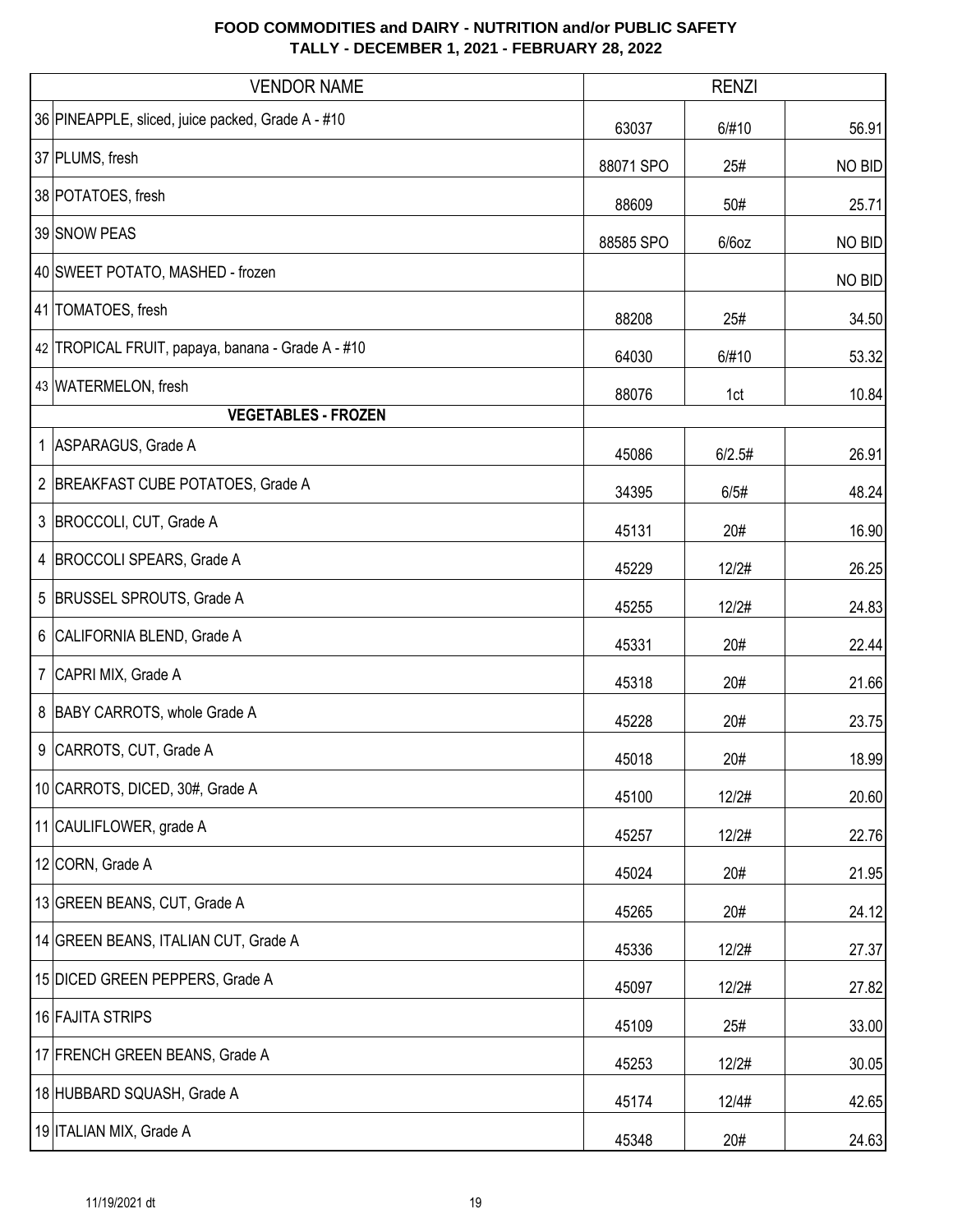# FOOD COMMODITIES and DAIRY - NUTRITION and/or PUBLIC SAFETY
## TALLY - DECEMBER 1, 2021 - FEBRUARY 28, 2022

| VENDOR NAME | RENZI | | |
|---|---|---|---|
| 36 PINEAPPLE, sliced, juice packed, Grade A - #10 | 63037 | 6/#10 | 56.91 |
| 37 PLUMS, fresh | 88071 SPO | 25# | NO BID |
| 38 POTATOES, fresh | 88609 | 50# | 25.71 |
| 39 SNOW PEAS | 88585 SPO | 6/6oz | NO BID |
| 40 SWEET POTATO, MASHED - frozen | | | NO BID |
| 41 TOMATOES, fresh | 88208 | 25# | 34.50 |
| 42 TROPICAL FRUIT, papaya, banana - Grade A - #10 | 64030 | 6/#10 | 53.32 |
| 43 WATERMELON, fresh | 88076 | 1ct | 10.84 |
| **VEGETABLES - FROZEN** | | | |
| 1 ASPARAGUS, Grade A | 45086 | 6/2.5# | 26.91 |
| 2 BREAKFAST CUBE POTATOES, Grade A | 34395 | 6/5# | 48.24 |
| 3 BROCCOLI, CUT, Grade A | 45131 | 20# | 16.90 |
| 4 BROCCOLI SPEARS, Grade A | 45229 | 12/2# | 26.25 |
| 5 BRUSSEL SPROUTS, Grade A | 45255 | 12/2# | 24.83 |
| 6 CALIFORNIA BLEND, Grade A | 45331 | 20# | 22.44 |
| 7 CAPRI MIX, Grade A | 45318 | 20# | 21.66 |
| 8 BABY CARROTS, whole Grade A | 45228 | 20# | 23.75 |
| 9 CARROTS, CUT, Grade A | 45018 | 20# | 18.99 |
| 10 CARROTS, DICED, 30#, Grade A | 45100 | 12/2# | 20.60 |
| 11 CAULIFLOWER, grade A | 45257 | 12/2# | 22.76 |
| 12 CORN, Grade A | 45024 | 20# | 21.95 |
| 13 GREEN BEANS, CUT, Grade A | 45265 | 20# | 24.12 |
| 14 GREEN BEANS, ITALIAN CUT, Grade A | 45336 | 12/2# | 27.37 |
| 15 DICED GREEN PEPPERS, Grade A | 45097 | 12/2# | 27.82 |
| 16 FAJITA STRIPS | 45109 | 25# | 33.00 |
| 17 FRENCH GREEN BEANS, Grade A | 45253 | 12/2# | 30.05 |
| 18 HUBBARD SQUASH, Grade A | 45174 | 12/4# | 42.65 |
| 19 ITALIAN MIX, Grade A | 45348 | 20# | 24.63 |

11/19/2021 dt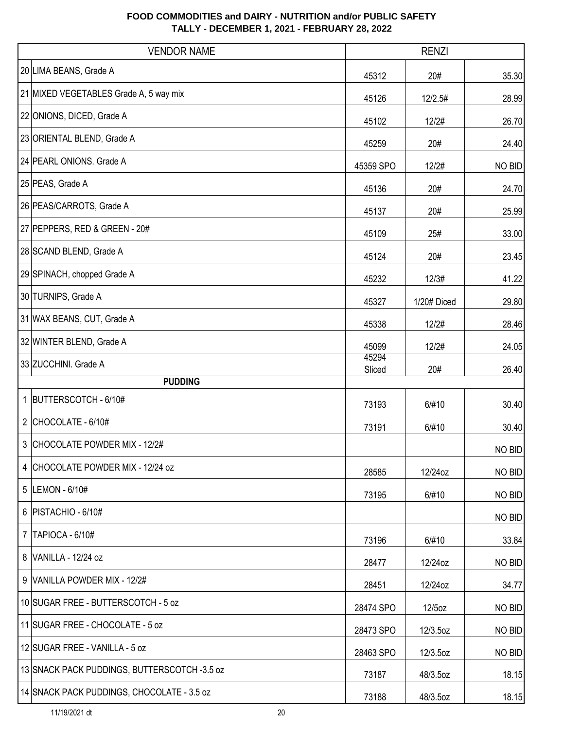**FOOD COMMODITIES and DAIRY - NUTRITION and/or PUBLIC SAFETY**
**TALLY - DECEMBER 1, 2021 - FEBRUARY 28, 2022**

| | VENDOR NAME | RENZI | | |
|---|---|---|---|---|
| 20 | LIMA BEANS, Grade A | 45312 | 20# | 35.30 |
| 21 | MIXED VEGETABLES Grade A, 5 way mix | 45126 | 12/2.5# | 28.99 |
| 22 | ONIONS, DICED, Grade A | 45102 | 12/2# | 26.70 |
| 23 | ORIENTAL BLEND, Grade A | 45259 | 20# | 24.40 |
| 24 | PEARL ONIONS. Grade A | 45359 SPO | 12/2# | NO BID |
| 25 | PEAS, Grade A | 45136 | 20# | 24.70 |
| 26 | PEAS/CARROTS, Grade A | 45137 | 20# | 25.99 |
| 27 | PEPPERS, RED & GREEN - 20# | 45109 | 25# | 33.00 |
| 28 | SCAND BLEND, Grade A | 45124 | 20# | 23.45 |
| 29 | SPINACH, chopped Grade A | 45232 | 12/3# | 41.22 |
| 30 | TURNIPS, Grade A | 45327 | 1/20# Diced | 29.80 |
| 31 | WAX BEANS, CUT, Grade A | 45338 | 12/2# | 28.46 |
| 32 | WINTER BLEND, Grade A | 45099 | 12/2# | 24.05 |
| 33 | ZUCCHINI. Grade A | 45294 Sliced | 20# | 26.40 |
| | **PUDDING** | | | |
| 1 | BUTTERSCOTCH - 6/10# | 73193 | 6/#10 | 30.40 |
| 2 | CHOCOLATE - 6/10# | 73191 | 6/#10 | 30.40 |
| 3 | CHOCOLATE POWDER MIX - 12/2# | | | NO BID |
| 4 | CHOCOLATE POWDER MIX - 12/24 oz | 28585 | 12/24oz | NO BID |
| 5 | LEMON - 6/10# | 73195 | 6/#10 | NO BID |
| 6 | PISTACHIO - 6/10# | | | NO BID |
| 7 | TAPIOCA - 6/10# | 73196 | 6/#10 | 33.84 |
| 8 | VANILLA - 12/24 oz | 28477 | 12/24oz | NO BID |
| 9 | VANILLA POWDER MIX - 12/2# | 28451 | 12/24oz | 34.77 |
| 10 | SUGAR FREE - BUTTERSCOTCH - 5 oz | 28474 SPO | 12/5oz | NO BID |
| 11 | SUGAR FREE - CHOCOLATE - 5 oz | 28473 SPO | 12/3.5oz | NO BID |
| 12 | SUGAR FREE - VANILLA - 5 oz | 28463 SPO | 12/3.5oz | NO BID |
| 13 | SNACK PACK PUDDINGS, BUTTERSCOTCH -3.5 oz | 73187 | 48/3.5oz | 18.15 |
| 14 | SNACK PACK PUDDINGS, CHOCOLATE - 3.5 oz | 73188 | 48/3.5oz | 18.15 |

11/19/2021 dt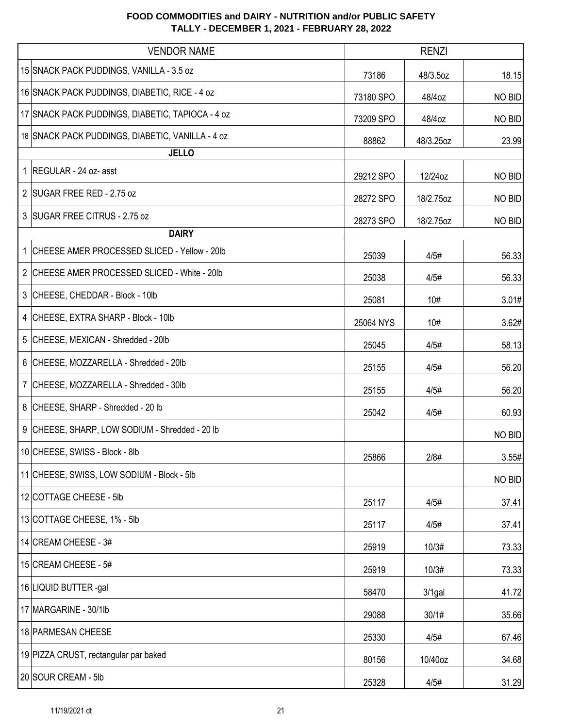**FOOD COMMODITIES and DAIRY - NUTRITION and/or PUBLIC SAFETY**
**TALLY - DECEMBER 1, 2021 - FEBRUARY 28, 2022**

| | VENDOR NAME | RENZI | | |
|---|---|---|---|---|
| 15 | SNACK PACK PUDDINGS, VANILLA - 3.5 oz | 73186 | 48/3.5oz | 18.15 |
| 16 | SNACK PACK PUDDINGS, DIABETIC, RICE - 4 oz | 73180 SPO | 48/4oz | NO BID |
| 17 | SNACK PACK PUDDINGS, DIABETIC, TAPIOCA - 4 oz | 73209 SPO | 48/4oz | NO BID |
| 18 | SNACK PACK PUDDINGS, DIABETIC, VANILLA - 4 oz | 88862 | 48/3.25oz | 23.99 |
| | **JELLO** | | | |
| 1 | REGULAR - 24 oz- asst | 29212 SPO | 12/24oz | NO BID |
| 2 | SUGAR FREE RED - 2.75 oz | 28272 SPO | 18/2.75oz | NO BID |
| 3 | SUGAR FREE CITRUS - 2.75 oz | 28273 SPO | 18/2.75oz | NO BID |
| | **DAIRY** | | | |
| 1 | CHEESE AMER PROCESSED SLICED - Yellow - 20lb | 25039 | 4/5# | 56.33 |
| 2 | CHEESE AMER PROCESSED SLICED - White - 20lb | 25038 | 4/5# | 56.33 |
| 3 | CHEESE, CHEDDAR - Block - 10lb | 25081 | 10# | 3.01# |
| 4 | CHEESE, EXTRA SHARP - Block - 10lb | 25064 NYS | 10# | 3.62# |
| 5 | CHEESE, MEXICAN - Shredded - 20lb | 25045 | 4/5# | 58.13 |
| 6 | CHEESE, MOZZARELLA - Shredded - 20lb | 25155 | 4/5# | 56.20 |
| 7 | CHEESE, MOZZARELLA - Shredded - 30lb | 25155 | 4/5# | 56.20 |
| 8 | CHEESE, SHARP - Shredded - 20 lb | 25042 | 4/5# | 60.93 |
| 9 | CHEESE, SHARP, LOW SODIUM - Shredded - 20 lb | | | NO BID |
| 10 | CHEESE, SWISS - Block - 8lb | 25866 | 2/8# | 3.55# |
| 11 | CHEESE, SWISS, LOW SODIUM - Block - 5lb | | | NO BID |
| 12 | COTTAGE CHEESE - 5lb | 25117 | 4/5# | 37.41 |
| 13 | COTTAGE CHEESE, 1% - 5lb | 25117 | 4/5# | 37.41 |
| 14 | CREAM CHEESE - 3# | 25919 | 10/3# | 73.33 |
| 15 | CREAM CHEESE - 5# | 25919 | 10/3# | 73.33 |
| 16 | LIQUID BUTTER -gal | 58470 | 3/1gal | 41.72 |
| 17 | MARGARINE - 30/1lb | 29088 | 30/1# | 35.66 |
| 18 | PARMESAN CHEESE | 25330 | 4/5# | 67.46 |
| 19 | PIZZA CRUST, rectangular par baked | 80156 | 10/40oz | 34.68 |
| 20 | SOUR CREAM - 5lb | 25328 | 4/5# | 31.29 |

11/19/2021 dt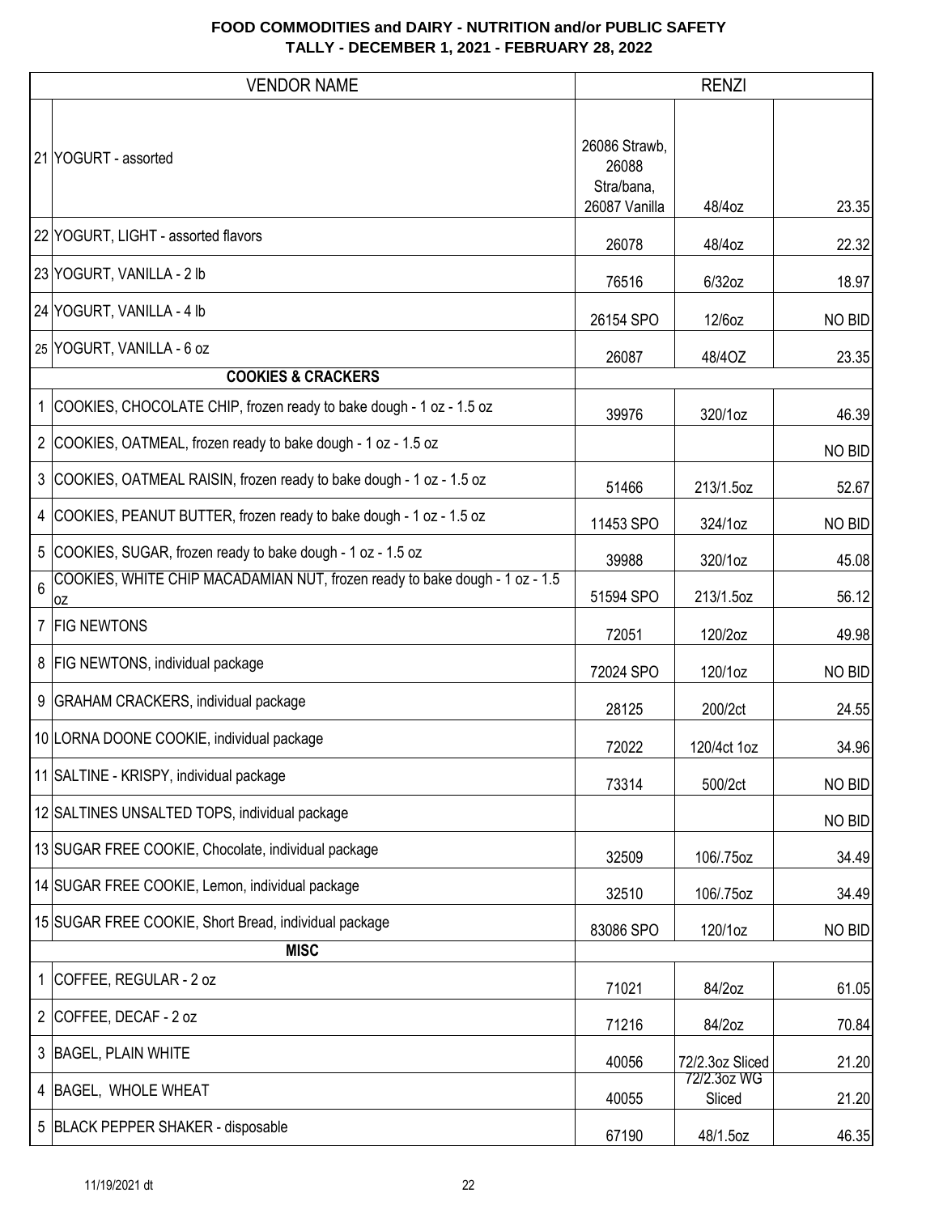# FOOD COMMODITIES and DAIRY - NUTRITION and/or PUBLIC SAFETY
## TALLY - DECEMBER 1, 2021 - FEBRUARY 28, 2022

| | VENDOR NAME | RENZI | | |
|---|---|---|---|---|
| 21 | YOGURT - assorted | 26086 Strawb, 26088 Stra/bana, 26087 Vanilla | 48/4oz | 23.35 |
| 22 | YOGURT, LIGHT - assorted flavors | 26078 | 48/4oz | 22.32 |
| 23 | YOGURT, VANILLA - 2 lb | 76516 | 6/32oz | 18.97 |
| 24 | YOGURT, VANILLA - 4 lb | 26154 SPO | 12/6oz | NO BID |
| 25 | YOGURT, VANILLA - 6 oz | 26087 | 48/4OZ | 23.35 |
| | **COOKIES & CRACKERS** | | | |
| 1 | COOKIES, CHOCOLATE CHIP, frozen ready to bake dough - 1 oz - 1.5 oz | 39976 | 320/1oz | 46.39 |
| 2 | COOKIES, OATMEAL, frozen ready to bake dough - 1 oz - 1.5 oz | | | NO BID |
| 3 | COOKIES, OATMEAL RAISIN, frozen ready to bake dough - 1 oz - 1.5 oz | 51466 | 213/1.5oz | 52.67 |
| 4 | COOKIES, PEANUT BUTTER, frozen ready to bake dough - 1 oz - 1.5 oz | 11453 SPO | 324/1oz | NO BID |
| 5 | COOKIES, SUGAR, frozen ready to bake dough - 1 oz - 1.5 oz | 39988 | 320/1oz | 45.08 |
| 6 | COOKIES, WHITE CHIP MACADAMIAN NUT, frozen ready to bake dough - 1 oz - 1.5 oz | 51594 SPO | 213/1.5oz | 56.12 |
| 7 | FIG NEWTONS | 72051 | 120/2oz | 49.98 |
| 8 | FIG NEWTONS, individual package | 72024 SPO | 120/1oz | NO BID |
| 9 | GRAHAM CRACKERS, individual package | 28125 | 200/2ct | 24.55 |
| 10 | LORNA DOONE COOKIE, individual package | 72022 | 120/4ct 1oz | 34.96 |
| 11 | SALTINE - KRISPY, individual package | 73314 | 500/2ct | NO BID |
| 12 | SALTINES UNSALTED TOPS, individual package | | | NO BID |
| 13 | SUGAR FREE COOKIE, Chocolate, individual package | 32509 | 106/.75oz | 34.49 |
| 14 | SUGAR FREE COOKIE, Lemon, individual package | 32510 | 106/.75oz | 34.49 |
| 15 | SUGAR FREE COOKIE, Short Bread, individual package | 83086 SPO | 120/1oz | NO BID |
| | **MISC** | | | |
| 1 | COFFEE, REGULAR - 2 oz | 71021 | 84/2oz | 61.05 |
| 2 | COFFEE, DECAF - 2 oz | 71216 | 84/2oz | 70.84 |
| 3 | BAGEL, PLAIN WHITE | 40056 | 72/2.3oz Sliced | 21.20 |
| 4 | BAGEL, WHOLE WHEAT | 40055 | 72/2.3oz WG Sliced | 21.20 |
| 5 | BLACK PEPPER SHAKER - disposable | 67190 | 48/1.5oz | 46.35 |

11/19/2021 dt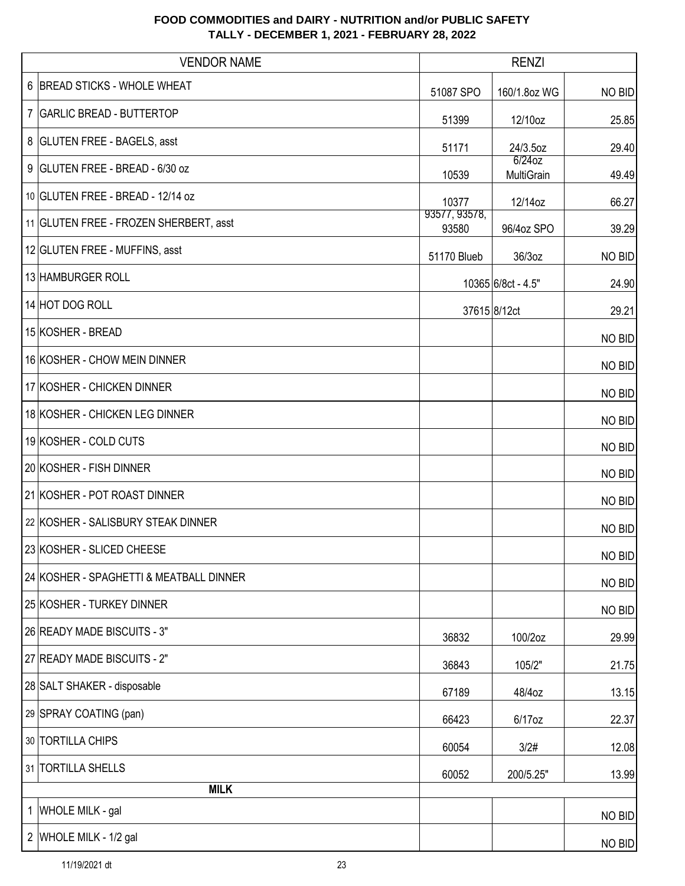# FOOD COMMODITIES and DAIRY - NUTRITION and/or PUBLIC SAFETY
## TALLY - DECEMBER 1, 2021 - FEBRUARY 28, 2022

| | VENDOR NAME | RENZI | | |
|---|---|---|---|---|
| 6 | BREAD STICKS - WHOLE WHEAT | 51087 SPO | 160/1.8oz WG | NO BID |
| 7 | GARLIC BREAD - BUTTERTOP | 51399 | 12/10oz | 25.85 |
| 8 | GLUTEN FREE - BAGELS, asst | 51171 | 24/3.5oz | 29.40 |
| 9 | GLUTEN FREE - BREAD - 6/30 oz | 10539 | 6/24oz MultiGrain | 49.49 |
| 10 | GLUTEN FREE - BREAD - 12/14 oz | 10377 | 12/14oz | 66.27 |
| 11 | GLUTEN FREE - FROZEN SHERBERT, asst | 93577, 93578, 93580 | 96/4oz SPO | 39.29 |
| 12 | GLUTEN FREE - MUFFINS, asst | 51170 Blueb | 36/3oz | NO BID |
| 13 | HAMBURGER ROLL | 10365 | 6/8ct - 4.5" | 24.90 |
| 14 | HOT DOG ROLL | 37615 | 8/12ct | 29.21 |
| 15 | KOSHER - BREAD | | | NO BID |
| 16 | KOSHER - CHOW MEIN DINNER | | | NO BID |
| 17 | KOSHER - CHICKEN DINNER | | | NO BID |
| 18 | KOSHER - CHICKEN LEG DINNER | | | NO BID |
| 19 | KOSHER - COLD CUTS | | | NO BID |
| 20 | KOSHER - FISH DINNER | | | NO BID |
| 21 | KOSHER - POT ROAST DINNER | | | NO BID |
| 22 | KOSHER - SALISBURY STEAK DINNER | | | NO BID |
| 23 | KOSHER - SLICED CHEESE | | | NO BID |
| 24 | KOSHER - SPAGHETTI & MEATBALL DINNER | | | NO BID |
| 25 | KOSHER - TURKEY DINNER | | | NO BID |
| 26 | READY MADE BISCUITS - 3" | 36832 | 100/2oz | 29.99 |
| 27 | READY MADE BISCUITS - 2" | 36843 | 105/2" | 21.75 |
| 28 | SALT SHAKER - disposable | 67189 | 48/4oz | 13.15 |
| 29 | SPRAY COATING (pan) | 66423 | 6/17oz | 22.37 |
| 30 | TORTILLA CHIPS | 60054 | 3/2# | 12.08 |
| 31 | TORTILLA SHELLS | 60052 | 200/5.25" | 13.99 |
| | **MILK** | | | |
| 1 | WHOLE MILK - gal | | | NO BID |
| 2 | WHOLE MILK - 1/2 gal | | | NO BID |

11/19/2021 dt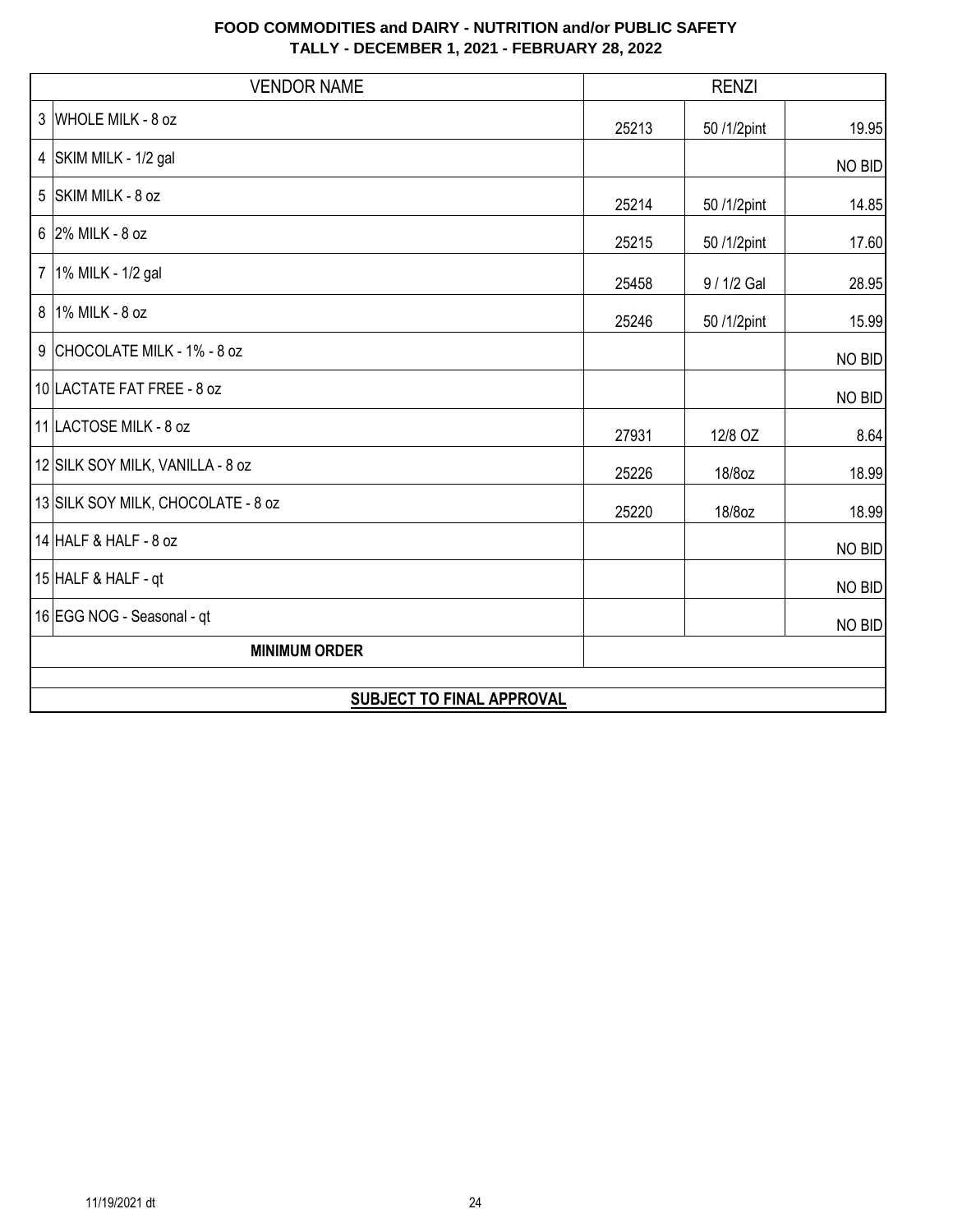**FOOD COMMODITIES and DAIRY - NUTRITION and/or PUBLIC SAFETY**
**TALLY - DECEMBER 1, 2021 - FEBRUARY 28, 2022**

| | VENDOR NAME | RENZI | | |
|---|---|---|---|---|
| 3 | WHOLE MILK - 8 oz | 25213 | 50 /1/2pint | 19.95 |
| 4 | SKIM MILK - 1/2 gal | | | NO BID |
| 5 | SKIM MILK - 8 oz | 25214 | 50 /1/2pint | 14.85 |
| 6 | 2% MILK - 8 oz | 25215 | 50 /1/2pint | 17.60 |
| 7 | 1% MILK - 1/2 gal | 25458 | 9 / 1/2 Gal | 28.95 |
| 8 | 1% MILK - 8 oz | 25246 | 50 /1/2pint | 15.99 |
| 9 | CHOCOLATE MILK - 1% - 8 oz | | | NO BID |
| 10 | LACTATE FAT FREE - 8 oz | | | NO BID |
| 11 | LACTOSE MILK - 8 oz | 27931 | 12/8 OZ | 8.64 |
| 12 | SILK SOY MILK, VANILLA - 8 oz | 25226 | 18/8oz | 18.99 |
| 13 | SILK SOY MILK, CHOCOLATE - 8 oz | 25220 | 18/8oz | 18.99 |
| 14 | HALF & HALF - 8 oz | | | NO BID |
| 15 | HALF & HALF - qt | | | NO BID |
| 16 | EGG NOG - Seasonal - qt | | | NO BID |
| | **MINIMUM ORDER** | | | |
| | | | | |
| | **SUBJECT TO FINAL APPROVAL** | | | |

11/19/2021 dt